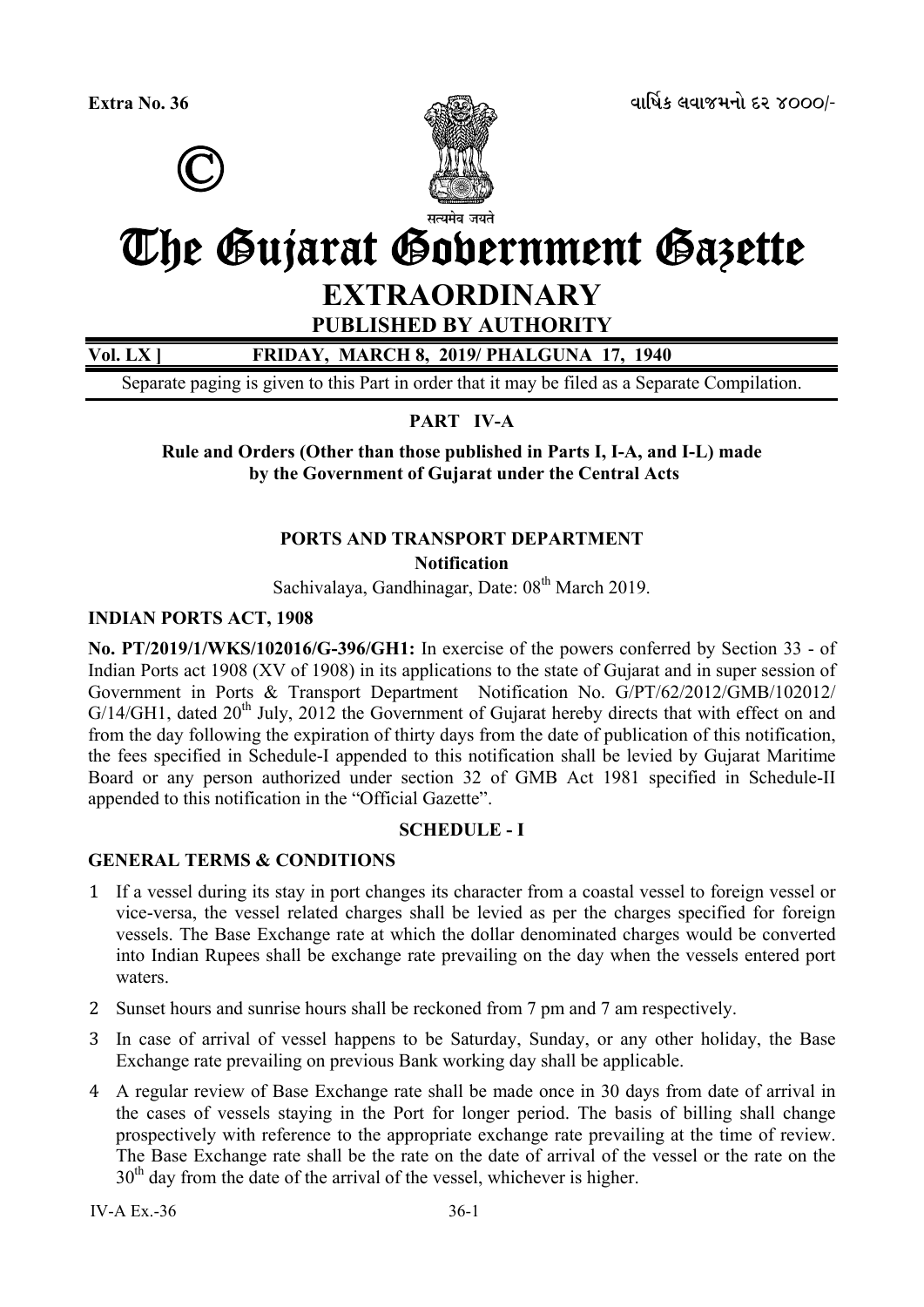Extra No. 36

વાર્ષિક લવાજમનો દર ૪૦૦૦/-

©

सत्यमेव जयते

# The Gujarat Government Gazette

## EXTRAORDINARY

### PUBLISHED BY AUTHORITY

**Vol. LX ]    FRIDAY, MARCH 8, 2019/ PHALGUNA 17, 1940**

Separate paging is given to this Part in order that it may be filed as a Separate Compilation.

**PART IV-A**

**Rule and Orders (Other than those published in Parts I, I-A, and I-L) made by the Government of Gujarat under the Central Acts**

**PORTS AND TRANSPORT DEPARTMENT**

**Notification**

Sachivalaya, Gandhinagar, Date: 08th March 2019.

**INDIAN PORTS ACT, 1908**

**No. PT/2019/1/WKS/102016/G-396/GH1:** In exercise of the powers conferred by Section 33 - of Indian Ports act 1908 (XV of 1908) in its applications to the state of Gujarat and in super session of Government in Ports & Transport Department Notification No. G/PT/62/2012/GMB/102012/ G/14/GH1, dated 20th July, 2012 the Government of Gujarat hereby directs that with effect on and from the day following the expiration of thirty days from the date of publication of this notification, the fees specified in Schedule-I appended to this notification shall be levied by Gujarat Maritime Board or any person authorized under section 32 of GMB Act 1981 specified in Schedule-II appended to this notification in the "Official Gazette".

**SCHEDULE - I**

**GENERAL TERMS & CONDITIONS**

1. If a vessel during its stay in port changes its character from a coastal vessel to foreign vessel or vice-versa, the vessel related charges shall be levied as per the charges specified for foreign vessels. The Base Exchange rate at which the dollar denominated charges would be converted into Indian Rupees shall be exchange rate prevailing on the day when the vessels entered port waters.
2. Sunset hours and sunrise hours shall be reckoned from 7 pm and 7 am respectively.
3. In case of arrival of vessel happens to be Saturday, Sunday, or any other holiday, the Base Exchange rate prevailing on previous Bank working day shall be applicable.
4. A regular review of Base Exchange rate shall be made once in 30 days from date of arrival in the cases of vessels staying in the Port for longer period. The basis of billing shall change prospectively with reference to the appropriate exchange rate prevailing at the time of review. The Base Exchange rate shall be the rate on the date of arrival of the vessel or the rate on the 30th day from the date of the arrival of the vessel, whichever is higher.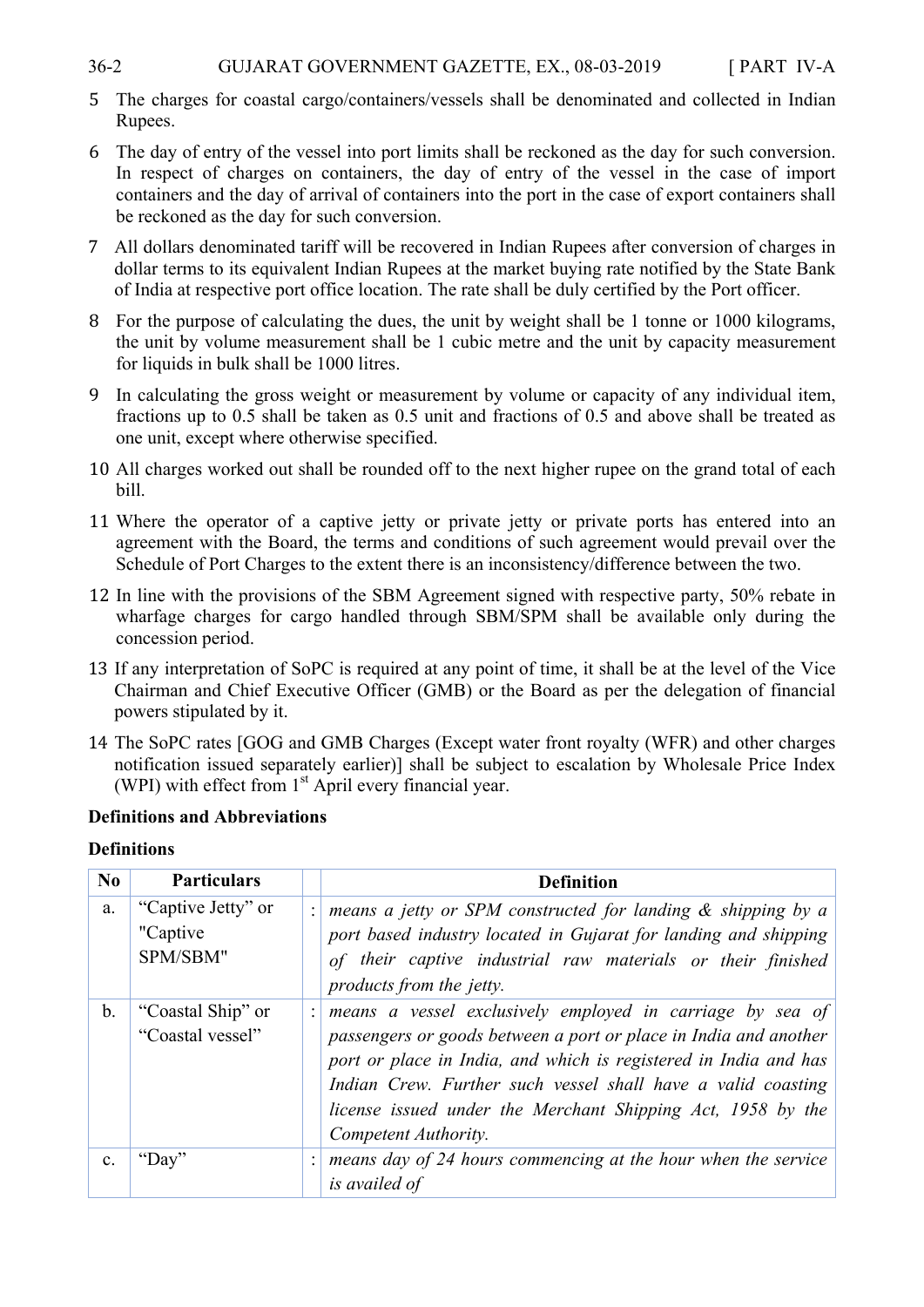5 The charges for coastal cargo/containers/vessels shall be denominated and collected in Indian Rupees.

6 The day of entry of the vessel into port limits shall be reckoned as the day for such conversion. In respect of charges on containers, the day of entry of the vessel in the case of import containers and the day of arrival of containers into the port in the case of export containers shall be reckoned as the day for such conversion.

7 All dollars denominated tariff will be recovered in Indian Rupees after conversion of charges in dollar terms to its equivalent Indian Rupees at the market buying rate notified by the State Bank of India at respective port office location. The rate shall be duly certified by the Port officer.

8 For the purpose of calculating the dues, the unit by weight shall be 1 tonne or 1000 kilograms, the unit by volume measurement shall be 1 cubic metre and the unit by capacity measurement for liquids in bulk shall be 1000 litres.

9 In calculating the gross weight or measurement by volume or capacity of any individual item, fractions up to 0.5 shall be taken as 0.5 unit and fractions of 0.5 and above shall be treated as one unit, except where otherwise specified.

10 All charges worked out shall be rounded off to the next higher rupee on the grand total of each bill.

11 Where the operator of a captive jetty or private jetty or private ports has entered into an agreement with the Board, the terms and conditions of such agreement would prevail over the Schedule of Port Charges to the extent there is an inconsistency/difference between the two.

12 In line with the provisions of the SBM Agreement signed with respective party, 50% rebate in wharfage charges for cargo handled through SBM/SPM shall be available only during the concession period.

13 If any interpretation of SoPC is required at any point of time, it shall be at the level of the Vice Chairman and Chief Executive Officer (GMB) or the Board as per the delegation of financial powers stipulated by it.

14 The SoPC rates [GOG and GMB Charges (Except water front royalty (WFR) and other charges notification issued separately earlier)] shall be subject to escalation by Wholesale Price Index (WPI) with effect from 1st April every financial year.

**Definitions and Abbreviations**

**Definitions**

| No | Particulars | | Definition |
|---|---|---|---|
| a. | "Captive Jetty" or "Captive SPM/SBM" | : | *means a jetty or SPM constructed for landing & shipping by a port based industry located in Gujarat for landing and shipping of their captive industrial raw materials or their finished products from the jetty.* |
| b. | "Coastal Ship" or "Coastal vessel" | : | *means a vessel exclusively employed in carriage by sea of passengers or goods between a port or place in India and another port or place in India, and which is registered in India and has Indian Crew. Further such vessel shall have a valid coasting license issued under the Merchant Shipping Act, 1958 by the Competent Authority.* |
| c. | "Day" | : | *means day of 24 hours commencing at the hour when the service is availed of* |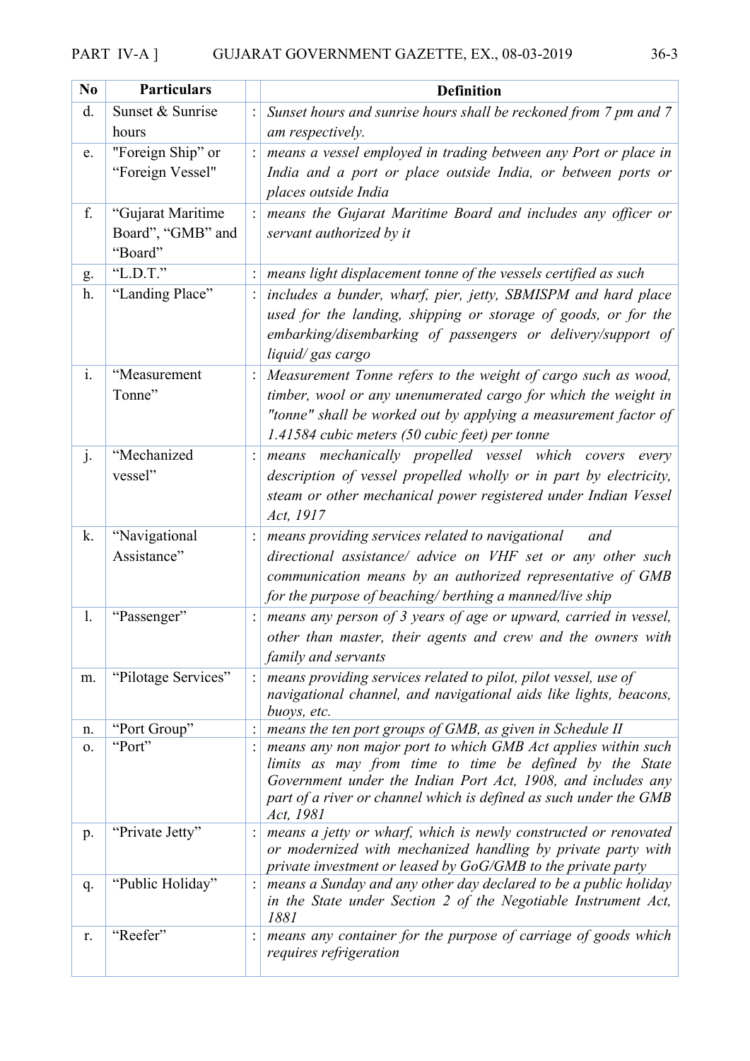| No | Particulars | | Definition |
|---|---|---|---|
| d. | Sunset & Sunrise hours | : | *Sunset hours and sunrise hours shall be reckoned from 7 pm and 7 am respectively.* |
| e. | "Foreign Ship" or "Foreign Vessel" | : | *means a vessel employed in trading between any Port or place in India and a port or place outside India, or between ports or places outside India* |
| f. | "Gujarat Maritime Board", "GMB" and "Board" | : | *means the Gujarat Maritime Board and includes any officer or servant authorized by it* |
| g. | "L.D.T." | : | *means light displacement tonne of the vessels certified as such* |
| h. | "Landing Place" | : | *includes a bunder, wharf, pier, jetty, SBMISPM and hard place used for the landing, shipping or storage of goods, or for the embarking/disembarking of passengers or delivery/support of liquid/ gas cargo* |
| i. | "Measurement Tonne" | : | *Measurement Tonne refers to the weight of cargo such as wood, timber, wool or any unenumerated cargo for which the weight in "tonne" shall be worked out by applying a measurement factor of 1.41584 cubic meters (50 cubic feet) per tonne* |
| j. | "Mechanized vessel" | : | *means mechanically propelled vessel which covers every description of vessel propelled wholly or in part by electricity, steam or other mechanical power registered under Indian Vessel Act, 1917* |
| k. | "Navigational Assistance" | : | *means providing services related to navigational and directional assistance/ advice on VHF set or any other such communication means by an authorized representative of GMB for the purpose of beaching/ berthing a manned/live ship* |
| l. | "Passenger" | : | *means any person of 3 years of age or upward, carried in vessel, other than master, their agents and crew and the owners with family and servants* |
| m. | "Pilotage Services" | : | *means providing services related to pilot, pilot vessel, use of navigational channel, and navigational aids like lights, beacons, buoys, etc.* |
| n. | "Port Group" | : | *means the ten port groups of GMB, as given in Schedule II* |
| o. | "Port" | : | *means any non major port to which GMB Act applies within such limits as may from time to time be defined by the State Government under the Indian Port Act, 1908, and includes any part of a river or channel which is defined as such under the GMB Act, 1981* |
| p. | "Private Jetty" | : | *means a jetty or wharf, which is newly constructed or renovated or modernized with mechanized handling by private party with private investment or leased by GoG/GMB to the private party* |
| q. | "Public Holiday" | : | *means a Sunday and any other day declared to be a public holiday in the State under Section 2 of the Negotiable Instrument Act, 1881* |
| r. | "Reefer" | : | *means any container for the purpose of carriage of goods which requires refrigeration* |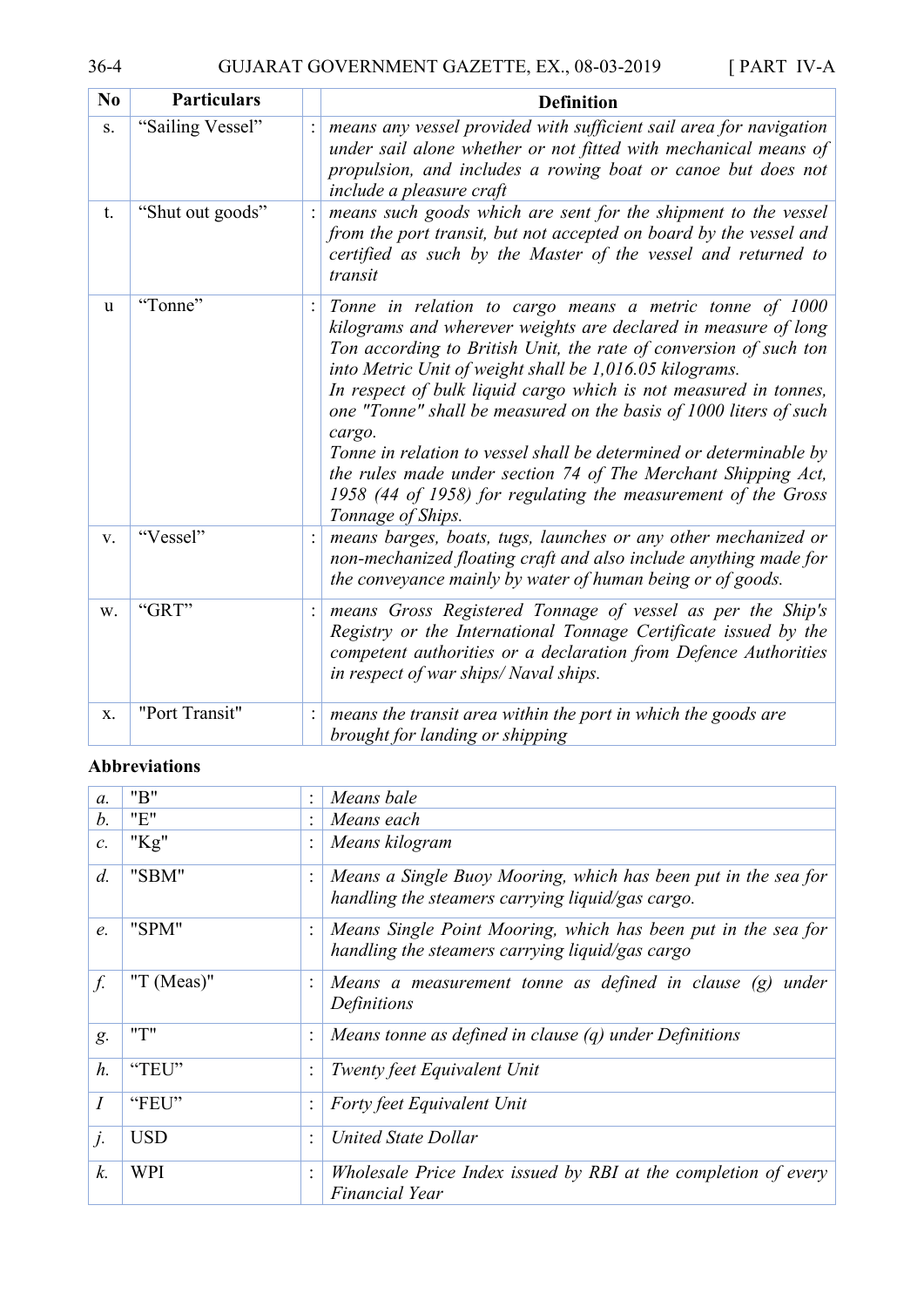| No | Particulars | | Definition |
|---|---|---|---|
| s. | "Sailing Vessel" | : | *means any vessel provided with sufficient sail area for navigation under sail alone whether or not fitted with mechanical means of propulsion, and includes a rowing boat or canoe but does not include a pleasure craft* |
| t. | "Shut out goods" | : | *means such goods which are sent for the shipment to the vessel from the port transit, but not accepted on board by the vessel and certified as such by the Master of the vessel and returned to transit* |
| u | "Tonne" | : | *Tonne in relation to cargo means a metric tonne of 1000 kilograms and wherever weights are declared in measure of long Ton according to British Unit, the rate of conversion of such ton into Metric Unit of weight shall be 1,016.05 kilograms.*<br>*In respect of bulk liquid cargo which is not measured in tonnes, one "Tonne" shall be measured on the basis of 1000 liters of such cargo.*<br>*Tonne in relation to vessel shall be determined or determinable by the rules made under section 74 of The Merchant Shipping Act, 1958 (44 of 1958) for regulating the measurement of the Gross Tonnage of Ships.* |
| v. | "Vessel" | : | *means barges, boats, tugs, launches or any other mechanized or non-mechanized floating craft and also include anything made for the conveyance mainly by water of human being or of goods.* |
| w. | "GRT" | : | *means Gross Registered Tonnage of vessel as per the Ship's Registry or the International Tonnage Certificate issued by the competent authorities or a declaration from Defence Authorities in respect of war ships/ Naval ships.* |
| x. | "Port Transit" | : | *means the transit area within the port in which the goods are brought for landing or shipping* |

**Abbreviations**

| | | | |
|---|---|---|---|
| *a.* | "B" | : | *Means bale* |
| *b.* | "E" | : | *Means each* |
| *c.* | "Kg" | : | *Means kilogram* |
| *d.* | "SBM" | : | *Means a Single Buoy Mooring, which has been put in the sea for handling the steamers carrying liquid/gas cargo.* |
| *e.* | "SPM" | : | *Means Single Point Mooring, which has been put in the sea for handling the steamers carrying liquid/gas cargo* |
| *f.* | "T (Meas)" | : | *Means a measurement tonne as defined in clause (g) under Definitions* |
| *g.* | "T" | : | *Means tonne as defined in clause (q) under Definitions* |
| *h.* | "TEU" | : | *Twenty feet Equivalent Unit* |
| *I* | "FEU" | : | *Forty feet Equivalent Unit* |
| *j.* | USD | : | *United State Dollar* |
| *k.* | WPI | : | *Wholesale Price Index issued by RBI at the completion of every Financial Year* |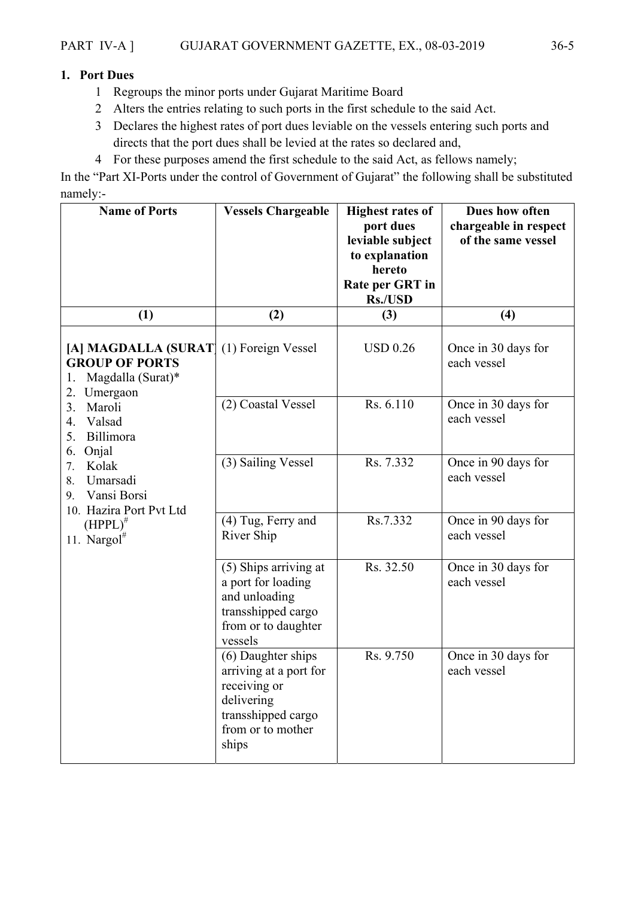## 1. Port Dues

1. Regroups the minor ports under Gujarat Maritime Board
2. Alters the entries relating to such ports in the first schedule to the said Act.
3. Declares the highest rates of port dues leviable on the vessels entering such ports and directs that the port dues shall be levied at the rates so declared and,
4. For these purposes amend the first schedule to the said Act, as fellows namely;

In the "Part XI-Ports under the control of Government of Gujarat" the following shall be substituted namely:-

| Name of Ports | Vessels Chargeable | Highest rates of port dues leviable subject to explanation hereto Rate per GRT in Rs./USD | Dues how often chargeable in respect of the same vessel |
|---|---|---|---|
| (1) | (2) | (3) | (4) |
| **[A] MAGDALLA (SURAT) GROUP OF PORTS** 1. Magdalla (Surat)* 2. Umergaon 3. Maroli 4. Valsad 5. Billimora 6. Onjal 7. Kolak 8. Umarsadi 9. Vansi Borsi 10. Hazira Port Pvt Ltd (HPPL)# 11. Nargol# | (1) Foreign Vessel | USD 0.26 | Once in 30 days for each vessel |
| | (2) Coastal Vessel | Rs. 6.110 | Once in 30 days for each vessel |
| | (3) Sailing Vessel | Rs. 7.332 | Once in 90 days for each vessel |
| | (4) Tug, Ferry and River Ship | Rs.7.332 | Once in 90 days for each vessel |
| | (5) Ships arriving at a port for loading and unloading transshipped cargo from or to daughter vessels | Rs. 32.50 | Once in 30 days for each vessel |
| | (6) Daughter ships arriving at a port for receiving or delivering transshipped cargo from or to mother ships | Rs. 9.750 | Once in 30 days for each vessel |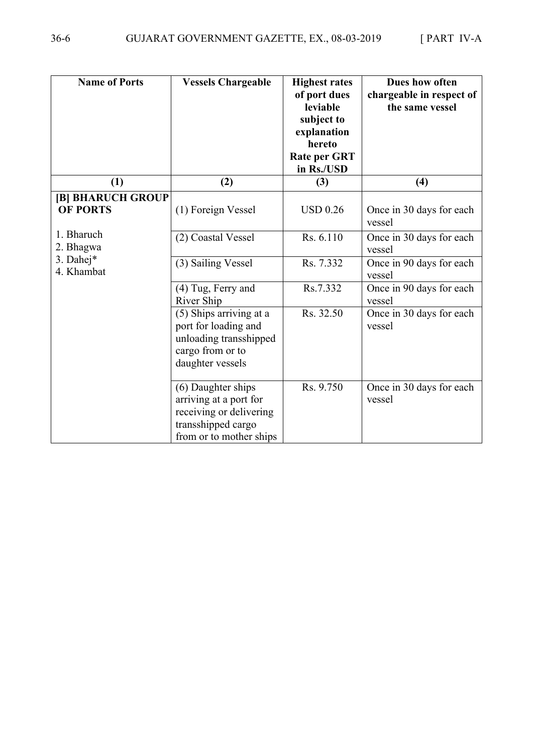| Name of Ports | Vessels Chargeable | Highest rates of port dues leviable subject to explanation hereto Rate per GRT in Rs./USD | Dues how often chargeable in respect of the same vessel |
|---|---|---|---|
| (1) | (2) | (3) | (4) |
| **[B] BHARUCH GROUP OF PORTS**<br>1. Bharuch<br>2. Bhagwa<br>3. Dahej*<br>4. Khambat | (1) Foreign Vessel | USD 0.26 | Once in 30 days for each vessel |
| | (2) Coastal Vessel | Rs. 6.110 | Once in 30 days for each vessel |
| | (3) Sailing Vessel | Rs. 7.332 | Once in 90 days for each vessel |
| | (4) Tug, Ferry and River Ship | Rs.7.332 | Once in 90 days for each vessel |
| | (5) Ships arriving at a port for loading and unloading transshipped cargo from or to daughter vessels | Rs. 32.50 | Once in 30 days for each vessel |
| | (6) Daughter ships arriving at a port for receiving or delivering transshipped cargo from or to mother ships | Rs. 9.750 | Once in 30 days for each vessel |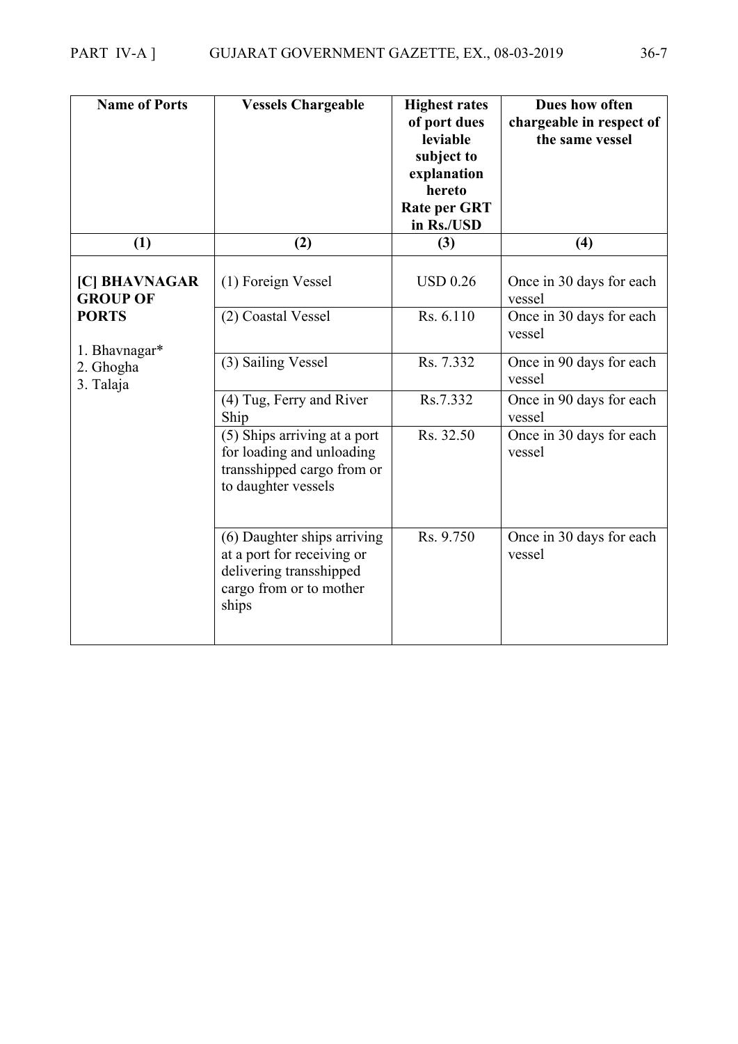| Name of Ports | Vessels Chargeable | Highest rates of port dues leviable subject to explanation hereto Rate per GRT in Rs./USD | Dues how often chargeable in respect of the same vessel |
|---|---|---|---|
| (1) | (2) | (3) | (4) |
| **[C] BHAVNAGAR GROUP OF PORTS**<br>1. Bhavnagar*<br>2. Ghogha<br>3. Talaja | (1) Foreign Vessel | USD 0.26 | Once in 30 days for each vessel |
| | (2) Coastal Vessel | Rs. 6.110 | Once in 30 days for each vessel |
| | (3) Sailing Vessel | Rs. 7.332 | Once in 90 days for each vessel |
| | (4) Tug, Ferry and River Ship | Rs.7.332 | Once in 90 days for each vessel |
| | (5) Ships arriving at a port for loading and unloading transshipped cargo from or to daughter vessels | Rs. 32.50 | Once in 30 days for each vessel |
| | (6) Daughter ships arriving at a port for receiving or delivering transshipped cargo from or to mother ships | Rs. 9.750 | Once in 30 days for each vessel |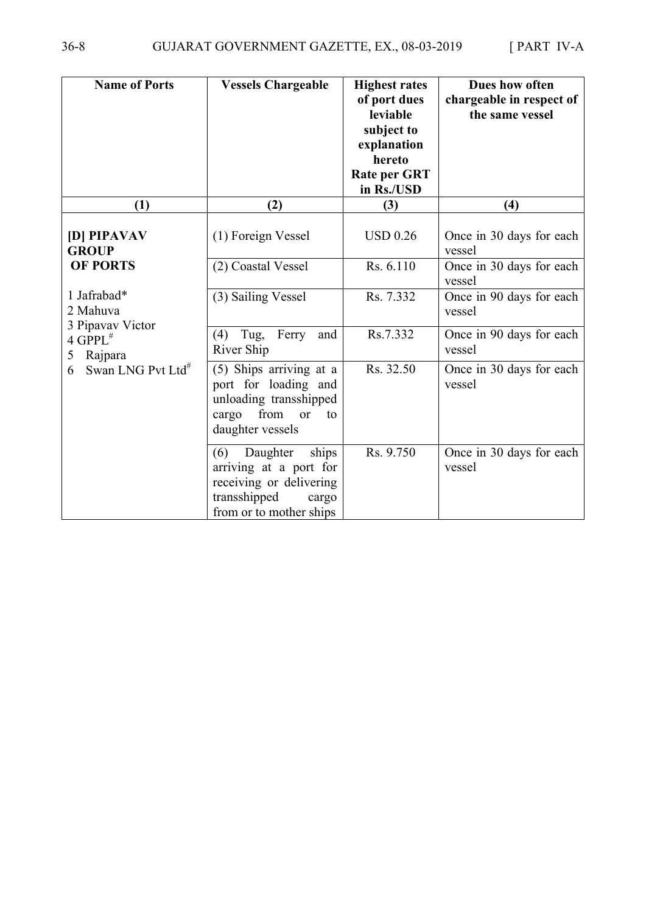| Name of Ports | Vessels Chargeable | Highest rates of port dues leviable subject to explanation hereto Rate per GRT in Rs./USD | Dues how often chargeable in respect of the same vessel |
|---|---|---|---|
| (1) | (2) | (3) | (4) |
| **[D] PIPAVAV GROUP OF PORTS**<br><br>1 Jafrabad*<br>2 Mahuva<br>3 Pipavav Victor<br>4 GPPL#<br>5 Rajpara<br>6 Swan LNG Pvt Ltd# | (1) Foreign Vessel | USD 0.26 | Once in 30 days for each vessel |
| | (2) Coastal Vessel | Rs. 6.110 | Once in 30 days for each vessel |
| | (3) Sailing Vessel | Rs. 7.332 | Once in 90 days for each vessel |
| | (4) Tug, Ferry and River Ship | Rs.7.332 | Once in 90 days for each vessel |
| | (5) Ships arriving at a port for loading and unloading transshipped cargo from or to daughter vessels | Rs. 32.50 | Once in 30 days for each vessel |
| | (6) Daughter ships arriving at a port for receiving or delivering transshipped cargo from or to mother ships | Rs. 9.750 | Once in 30 days for each vessel |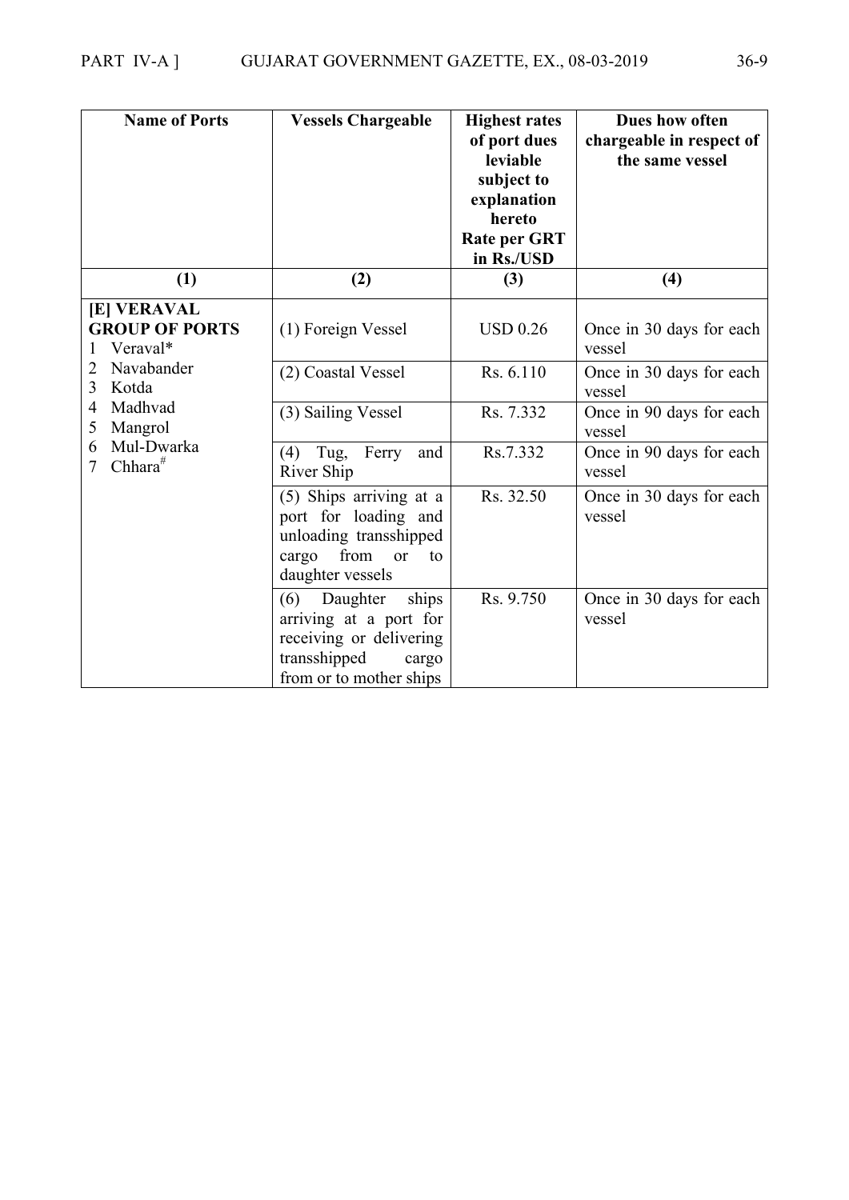| Name of Ports | Vessels Chargeable | Highest rates of port dues leviable subject to explanation hereto Rate per GRT in Rs./USD | Dues how often chargeable in respect of the same vessel |
|---|---|---|---|
| (1) | (2) | (3) | (4) |
| **[E] VERAVAL GROUP OF PORTS** 1 Veraval* 2 Navabander 3 Kotda 4 Madhvad 5 Mangrol 6 Mul-Dwarka 7 Chhara# | (1) Foreign Vessel | USD 0.26 | Once in 30 days for each vessel |
| | (2) Coastal Vessel | Rs. 6.110 | Once in 30 days for each vessel |
| | (3) Sailing Vessel | Rs. 7.332 | Once in 90 days for each vessel |
| | (4) Tug, Ferry and River Ship | Rs.7.332 | Once in 90 days for each vessel |
| | (5) Ships arriving at a port for loading and unloading transshipped cargo from or to daughter vessels | Rs. 32.50 | Once in 30 days for each vessel |
| | (6) Daughter ships arriving at a port for receiving or delivering transshipped cargo from or to mother ships | Rs. 9.750 | Once in 30 days for each vessel |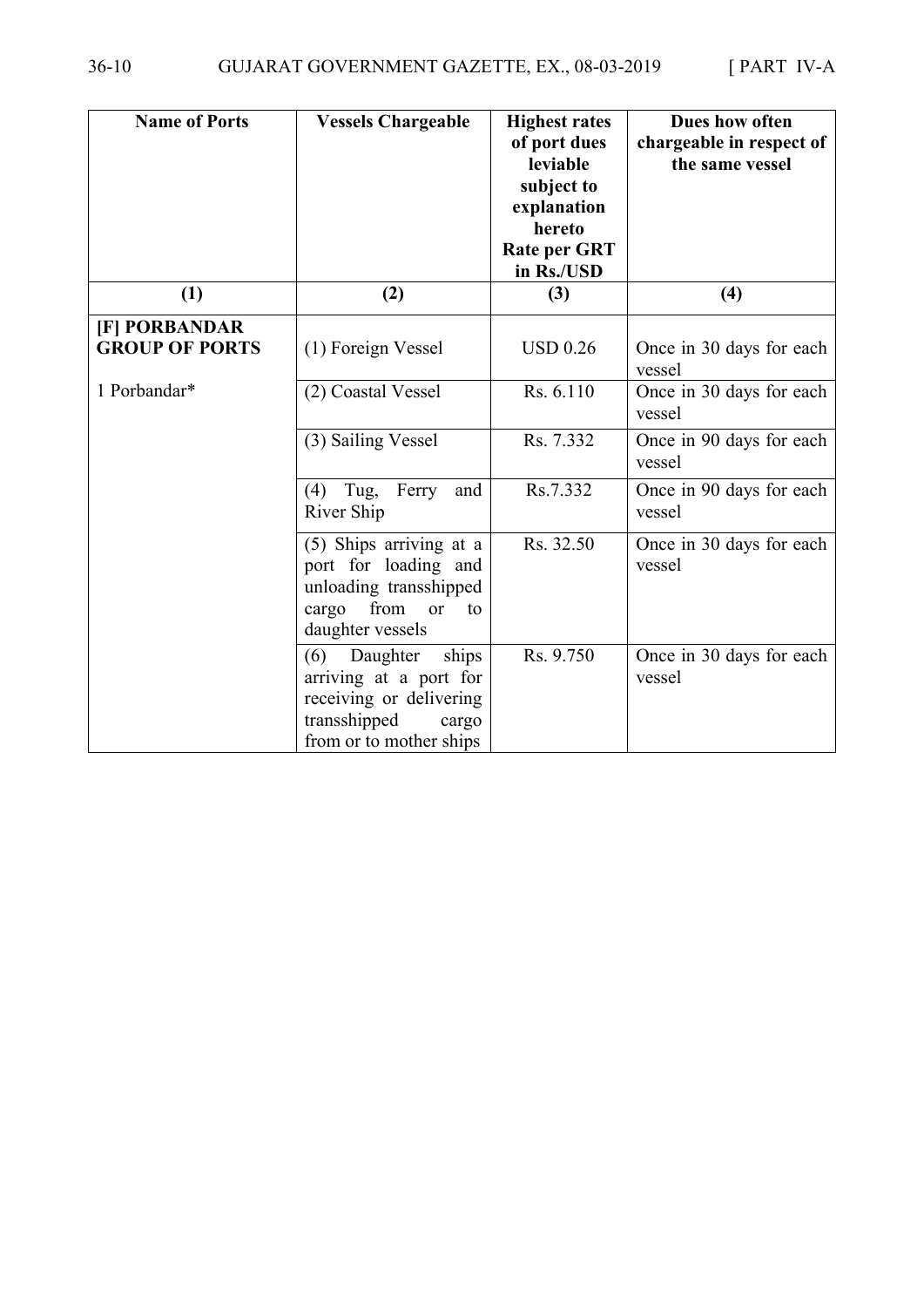| Name of Ports | Vessels Chargeable | Highest rates of port dues leviable subject to explanation hereto Rate per GRT in Rs./USD | Dues how often chargeable in respect of the same vessel |
|---|---|---|---|
| (1) | (2) | (3) | (4) |
| **[F] PORBANDAR GROUP OF PORTS** | (1) Foreign Vessel | USD 0.26 | Once in 30 days for each vessel |
| 1 Porbandar* | (2) Coastal Vessel | Rs. 6.110 | Once in 30 days for each vessel |
| | (3) Sailing Vessel | Rs. 7.332 | Once in 90 days for each vessel |
| | (4) Tug, Ferry and River Ship | Rs.7.332 | Once in 90 days for each vessel |
| | (5) Ships arriving at a port for loading and unloading transshipped cargo from or to daughter vessels | Rs. 32.50 | Once in 30 days for each vessel |
| | (6) Daughter ships arriving at a port for receiving or delivering transshipped cargo from or to mother ships | Rs. 9.750 | Once in 30 days for each vessel |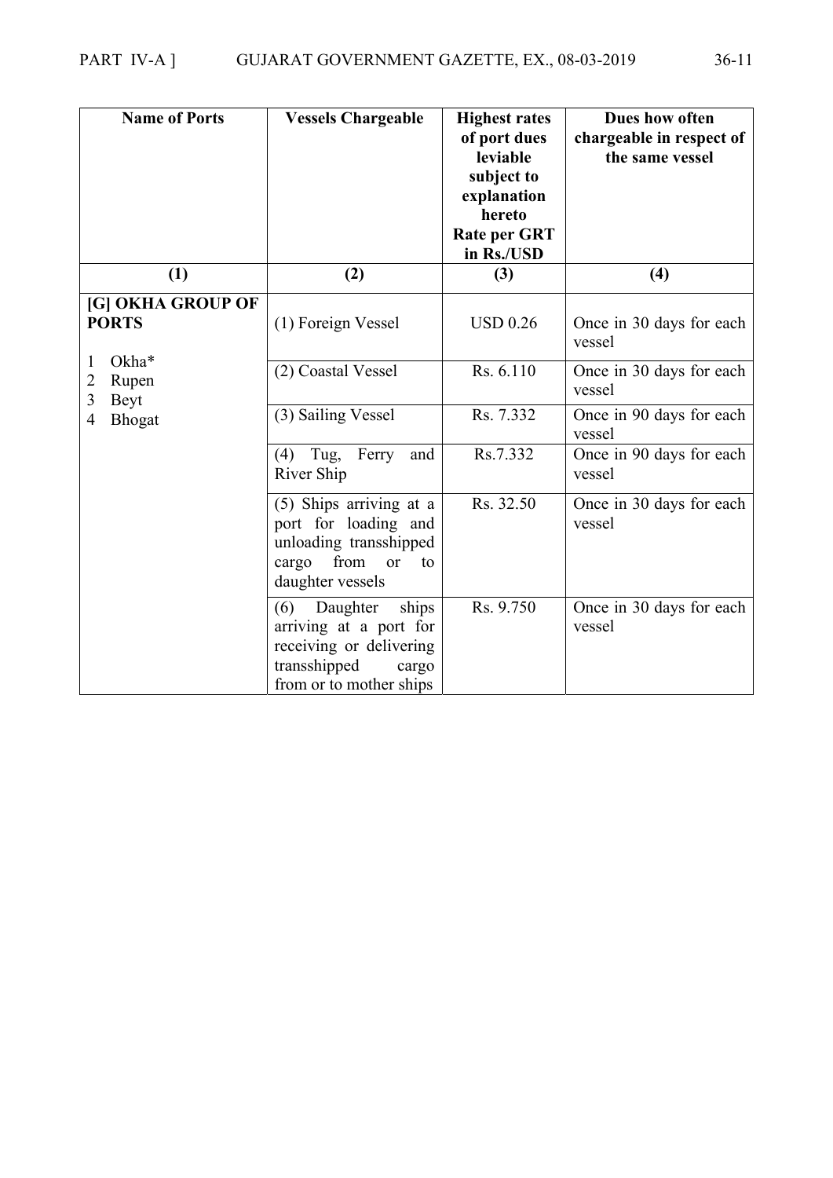| Name of Ports | Vessels Chargeable | Highest rates of port dues leviable subject to explanation hereto Rate per GRT in Rs./USD | Dues how often chargeable in respect of the same vessel |
|---|---|---|---|
| (1) | (2) | (3) | (4) |
| **[G] OKHA GROUP OF PORTS**<br>1 Okha*<br>2 Rupen<br>3 Beyt<br>4 Bhogat | (1) Foreign Vessel | USD 0.26 | Once in 30 days for each vessel |
| | (2) Coastal Vessel | Rs. 6.110 | Once in 30 days for each vessel |
| | (3) Sailing Vessel | Rs. 7.332 | Once in 90 days for each vessel |
| | (4) Tug, Ferry and River Ship | Rs.7.332 | Once in 90 days for each vessel |
| | (5) Ships arriving at a port for loading and unloading transshipped cargo from or to daughter vessels | Rs. 32.50 | Once in 30 days for each vessel |
| | (6) Daughter ships arriving at a port for receiving or delivering transshipped cargo from or to mother ships | Rs. 9.750 | Once in 30 days for each vessel |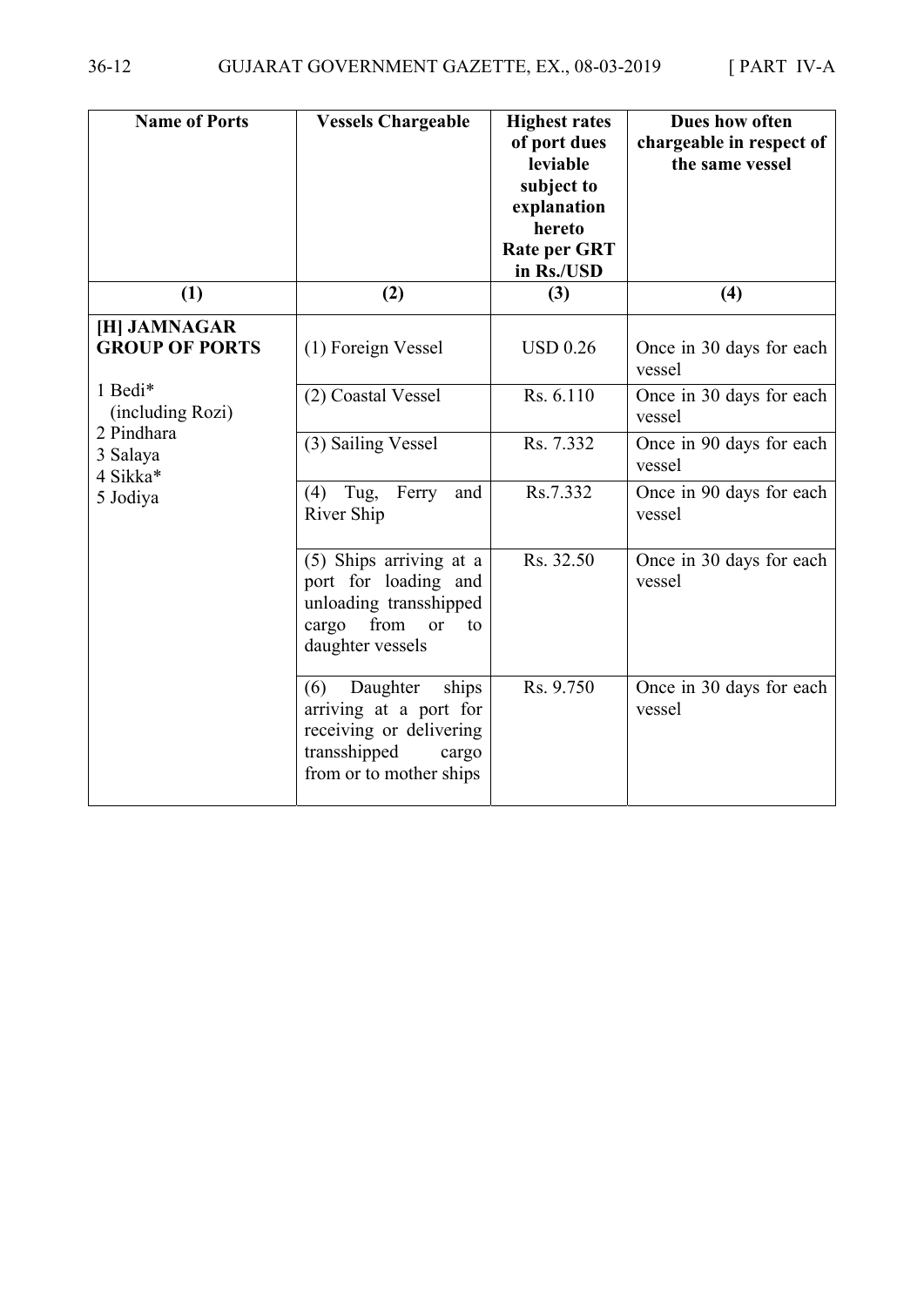| Name of Ports | Vessels Chargeable | Highest rates of port dues leviable subject to explanation hereto Rate per GRT in Rs./USD | Dues how often chargeable in respect of the same vessel |
|---|---|---|---|
| (1) | (2) | (3) | (4) |
| **[H] JAMNAGAR GROUP OF PORTS**<br>1 Bedi* (including Rozi)<br>2 Pindhara<br>3 Salaya<br>4 Sikka*<br>5 Jodiya | (1) Foreign Vessel | USD 0.26 | Once in 30 days for each vessel |
| | (2) Coastal Vessel | Rs. 6.110 | Once in 30 days for each vessel |
| | (3) Sailing Vessel | Rs. 7.332 | Once in 90 days for each vessel |
| | (4) Tug, Ferry and River Ship | Rs.7.332 | Once in 90 days for each vessel |
| | (5) Ships arriving at a port for loading and unloading transshipped cargo from or to daughter vessels | Rs. 32.50 | Once in 30 days for each vessel |
| | (6) Daughter ships arriving at a port for receiving or delivering transshipped cargo from or to mother ships | Rs. 9.750 | Once in 30 days for each vessel |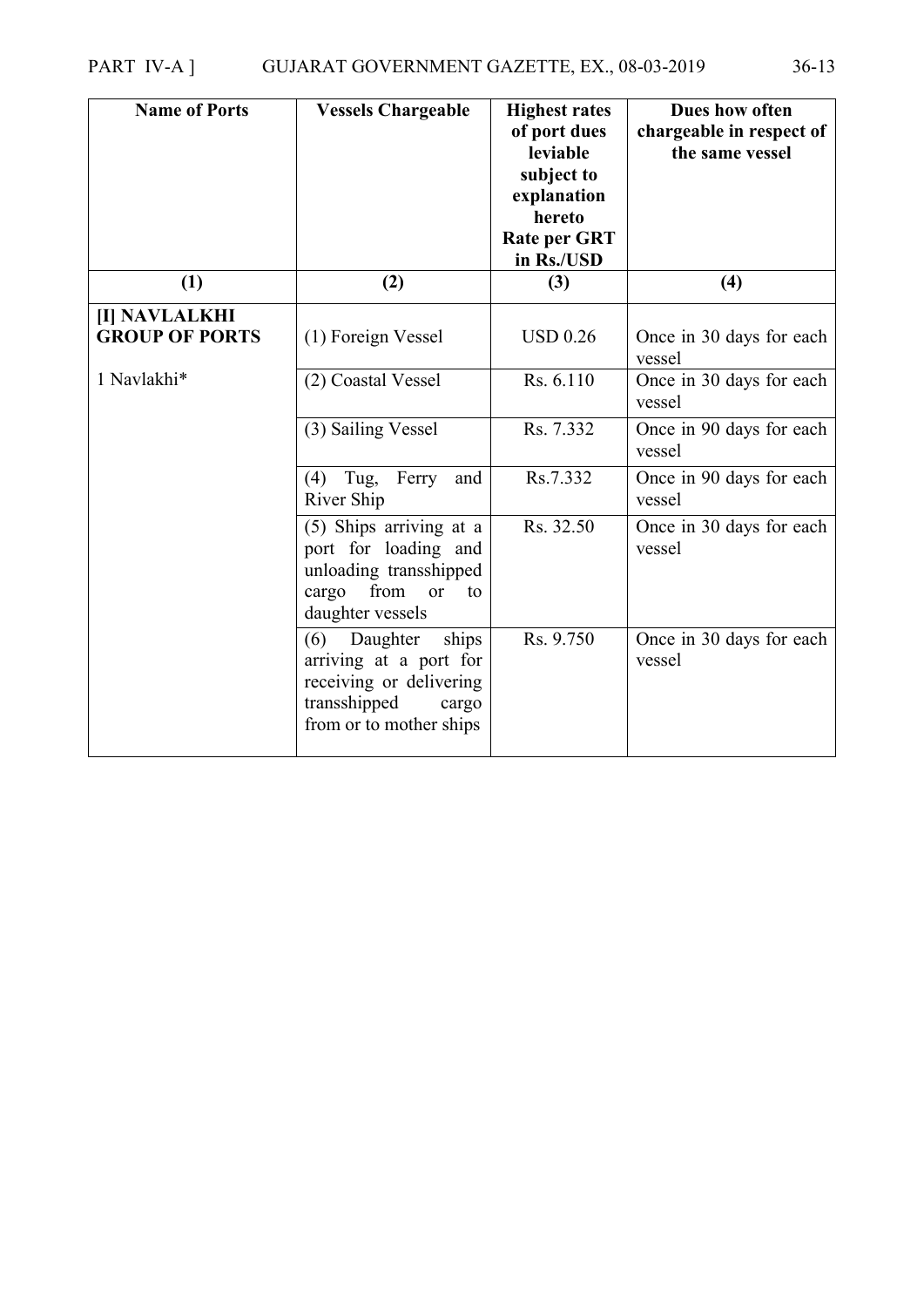| Name of Ports | Vessels Chargeable | Highest rates of port dues leviable subject to explanation hereto Rate per GRT in Rs./USD | Dues how often chargeable in respect of the same vessel |
|---|---|---|---|
| (1) | (2) | (3) | (4) |
| **[I] NAVLALKHI GROUP OF PORTS** | (1) Foreign Vessel | USD 0.26 | Once in 30 days for each vessel |
| 1 Navlakhi* | (2) Coastal Vessel | Rs. 6.110 | Once in 30 days for each vessel |
| | (3) Sailing Vessel | Rs. 7.332 | Once in 90 days for each vessel |
| | (4) Tug, Ferry and River Ship | Rs.7.332 | Once in 90 days for each vessel |
| | (5) Ships arriving at a port for loading and unloading transshipped cargo from or to daughter vessels | Rs. 32.50 | Once in 30 days for each vessel |
| | (6) Daughter ships arriving at a port for receiving or delivering transshipped cargo from or to mother ships | Rs. 9.750 | Once in 30 days for each vessel |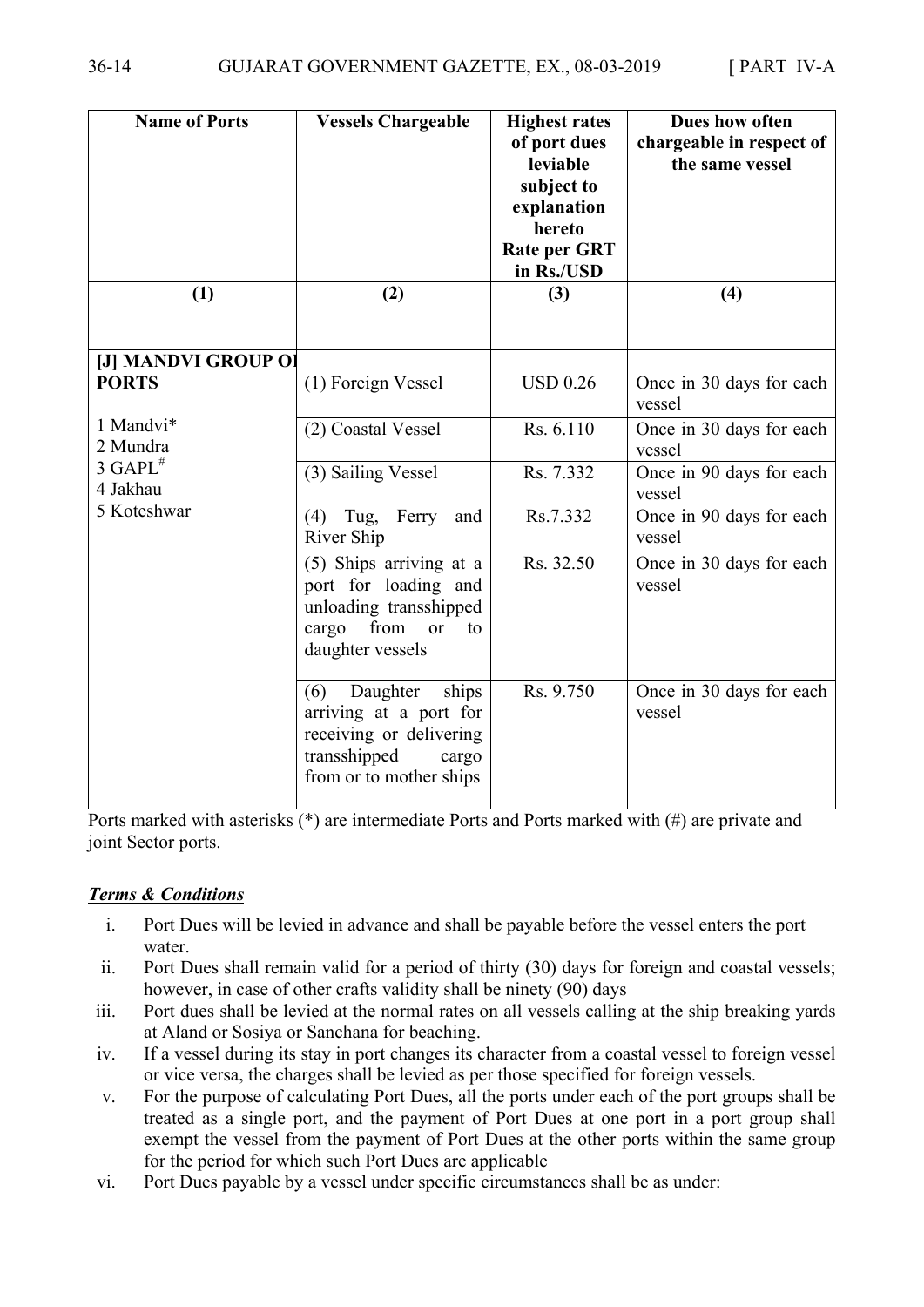| Name of Ports | Vessels Chargeable | Highest rates of port dues leviable subject to explanation hereto Rate per GRT in Rs./USD | Dues how often chargeable in respect of the same vessel |
|---|---|---|---|
| (1) | (2) | (3) | (4) |
| [J] MANDVI GROUP OF PORTS<br><br>1 Mandvi*<br>2 Mundra<br>3 GAPL#<br>4 Jakhau<br>5 Koteshwar | (1) Foreign Vessel | USD 0.26 | Once in 30 days for each vessel |
| | (2) Coastal Vessel | Rs. 6.110 | Once in 30 days for each vessel |
| | (3) Sailing Vessel | Rs. 7.332 | Once in 90 days for each vessel |
| | (4) Tug, Ferry and River Ship | Rs.7.332 | Once in 90 days for each vessel |
| | (5) Ships arriving at a port for loading and unloading transshipped cargo from or to daughter vessels | Rs. 32.50 | Once in 30 days for each vessel |
| | (6) Daughter ships arriving at a port for receiving or delivering transshipped cargo from or to mother ships | Rs. 9.750 | Once in 30 days for each vessel |

Ports marked with asterisks (*) are intermediate Ports and Ports marked with (#) are private and joint Sector ports.

***Terms & Conditions***

i. Port Dues will be levied in advance and shall be payable before the vessel enters the port water.
ii. Port Dues shall remain valid for a period of thirty (30) days for foreign and coastal vessels; however, in case of other crafts validity shall be ninety (90) days
iii. Port dues shall be levied at the normal rates on all vessels calling at the ship breaking yards at Aland or Sosiya or Sanchana for beaching.
iv. If a vessel during its stay in port changes its character from a coastal vessel to foreign vessel or vice versa, the charges shall be levied as per those specified for foreign vessels.
v. For the purpose of calculating Port Dues, all the ports under each of the port groups shall be treated as a single port, and the payment of Port Dues at one port in a port group shall exempt the vessel from the payment of Port Dues at the other ports within the same group for the period for which such Port Dues are applicable
vi. Port Dues payable by a vessel under specific circumstances shall be as under: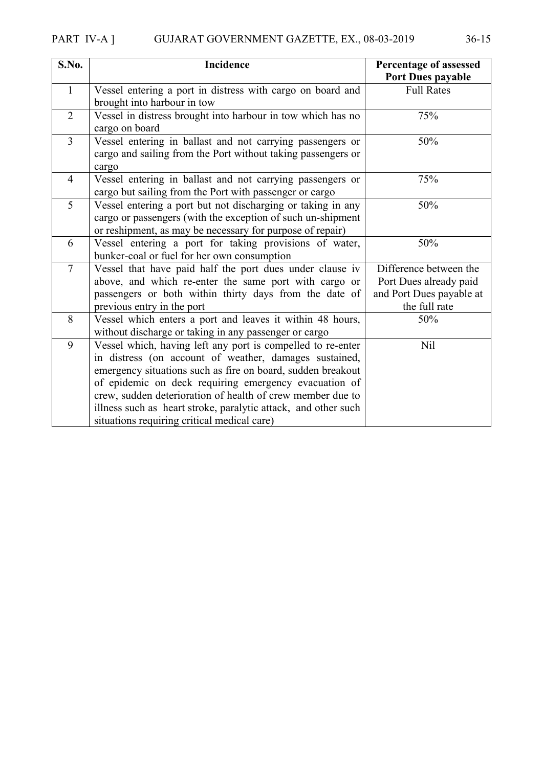| S.No. | Incidence | Percentage of assessed Port Dues payable |
|---|---|---|
| 1 | Vessel entering a port in distress with cargo on board and brought into harbour in tow | Full Rates |
| 2 | Vessel in distress brought into harbour in tow which has no cargo on board | 75% |
| 3 | Vessel entering in ballast and not carrying passengers or cargo and sailing from the Port without taking passengers or cargo | 50% |
| 4 | Vessel entering in ballast and not carrying passengers or cargo but sailing from the Port with passenger or cargo | 75% |
| 5 | Vessel entering a port but not discharging or taking in any cargo or passengers (with the exception of such un-shipment or reshipment, as may be necessary for purpose of repair) | 50% |
| 6 | Vessel entering a port for taking provisions of water, bunker-coal or fuel for her own consumption | 50% |
| 7 | Vessel that have paid half the port dues under clause iv above, and which re-enter the same port with cargo or passengers or both within thirty days from the date of previous entry in the port | Difference between the Port Dues already paid and Port Dues payable at the full rate |
| 8 | Vessel which enters a port and leaves it within 48 hours, without discharge or taking in any passenger or cargo | 50% |
| 9 | Vessel which, having left any port is compelled to re-enter in distress (on account of weather, damages sustained, emergency situations such as fire on board, sudden breakout of epidemic on deck requiring emergency evacuation of crew, sudden deterioration of health of crew member due to illness such as heart stroke, paralytic attack, and other such situations requiring critical medical care) | Nil |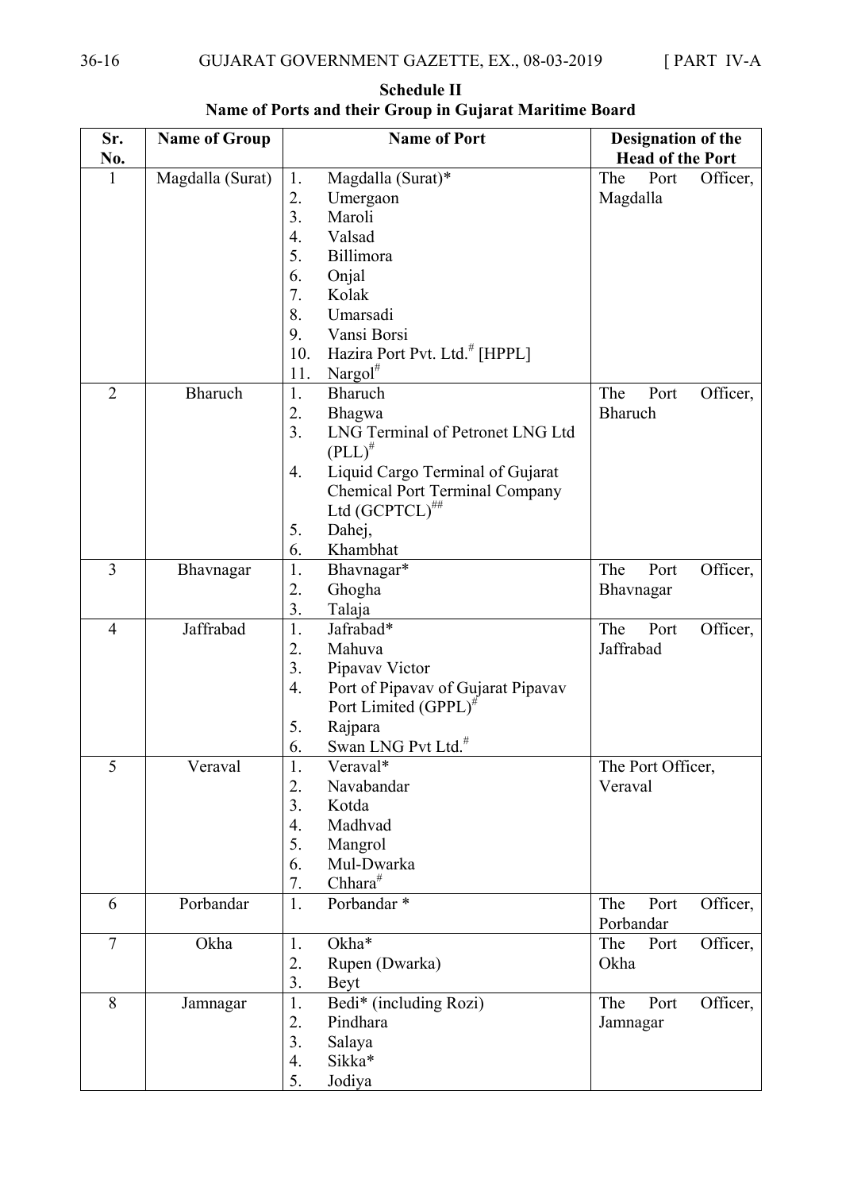**Schedule II**

**Name of Ports and their Group in Gujarat Maritime Board**

| Sr. No. | Name of Group | Name of Port | Designation of the Head of the Port |
|---|---|---|---|
| 1 | Magdalla (Surat) | 1. Magdalla (Surat)*<br>2. Umergaon<br>3. Maroli<br>4. Valsad<br>5. Billimora<br>6. Onjal<br>7. Kolak<br>8. Umarsadi<br>9. Vansi Borsi<br>10. Hazira Port Pvt. Ltd.# [HPPL]<br>11. Nargol# | The Port Officer, Magdalla |
| 2 | Bharuch | 1. Bharuch<br>2. Bhagwa<br>3. LNG Terminal of Petronet LNG Ltd (PLL)#<br>4. Liquid Cargo Terminal of Gujarat Chemical Port Terminal Company Ltd (GCPTCL)##<br>5. Dahej,<br>6. Khambhat | The Port Officer, Bharuch |
| 3 | Bhavnagar | 1. Bhavnagar*<br>2. Ghogha<br>3. Talaja | The Port Officer, Bhavnagar |
| 4 | Jaffrabad | 1. Jafrabad*<br>2. Mahuva<br>3. Pipavav Victor<br>4. Port of Pipavav of Gujarat Pipavav Port Limited (GPPL)#<br>5. Rajpara<br>6. Swan LNG Pvt Ltd.# | The Port Officer, Jaffrabad |
| 5 | Veraval | 1. Veraval*<br>2. Navabandar<br>3. Kotda<br>4. Madhvad<br>5. Mangrol<br>6. Mul-Dwarka<br>7. Chhara# | The Port Officer, Veraval |
| 6 | Porbandar | 1. Porbandar * | The Port Officer, Porbandar |
| 7 | Okha | 1. Okha*<br>2. Rupen (Dwarka)<br>3. Beyt | The Port Officer, Okha |
| 8 | Jamnagar | 1. Bedi* (including Rozi)<br>2. Pindhara<br>3. Salaya<br>4. Sikka*<br>5. Jodiya | The Port Officer, Jamnagar |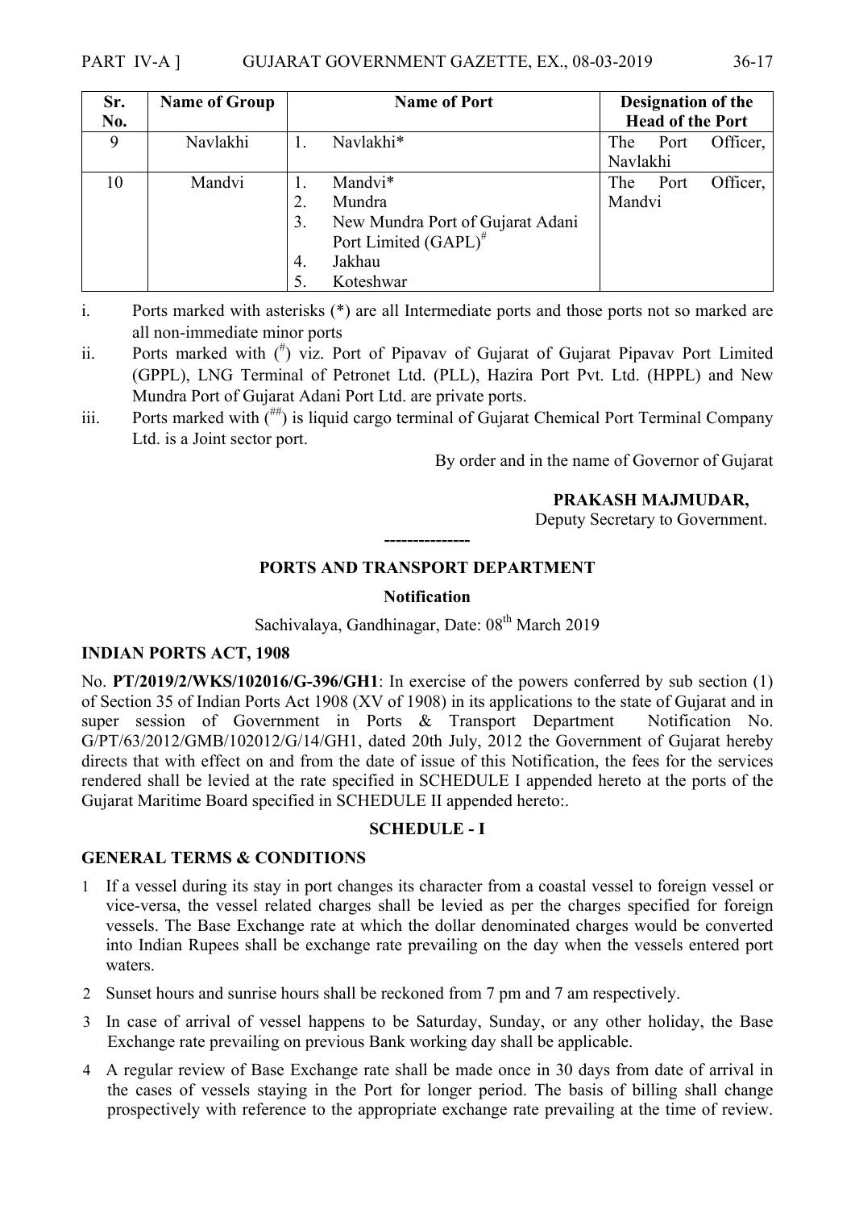| Sr. No. | Name of Group | Name of Port | Designation of the Head of the Port |
| --- | --- | --- | --- |
| 9 | Navlakhi | 1. Navlakhi* | The Port Officer, Navlakhi |
| 10 | Mandvi | 1. Mandvi*<br>2. Mundra<br>3. New Mundra Port of Gujarat Adani Port Limited (GAPL)[#]<br>4. Jakhau<br>5. Koteshwar | The Port Officer, Mandvi |

i. Ports marked with asterisks (*) are all Intermediate ports and those ports not so marked are all non-immediate minor ports

ii. Ports marked with ([#]) viz. Port of Pipavav of Gujarat of Gujarat Pipavav Port Limited (GPPL), LNG Terminal of Petronet Ltd. (PLL), Hazira Port Pvt. Ltd. (HPPL) and New Mundra Port of Gujarat Adani Port Ltd. are private ports.

iii. Ports marked with ([##]) is liquid cargo terminal of Gujarat Chemical Port Terminal Company Ltd. is a Joint sector port.

By order and in the name of Governor of Gujarat

**PRAKASH MAJMUDAR,**
Deputy Secretary to Government.

---------------

**PORTS AND TRANSPORT DEPARTMENT**

**Notification**

Sachivalaya, Gandhinagar, Date: 08th March 2019

**INDIAN PORTS ACT, 1908**

No. **PT/2019/2/WKS/102016/G-396/GH1**: In exercise of the powers conferred by sub section (1) of Section 35 of Indian Ports Act 1908 (XV of 1908) in its applications to the state of Gujarat and in super session of Government in Ports & Transport Department Notification No. G/PT/63/2012/GMB/102012/G/14/GH1, dated 20th July, 2012 the Government of Gujarat hereby directs that with effect on and from the date of issue of this Notification, the fees for the services rendered shall be levied at the rate specified in SCHEDULE I appended hereto at the ports of the Gujarat Maritime Board specified in SCHEDULE II appended hereto:.

**SCHEDULE - I**

**GENERAL TERMS & CONDITIONS**

1. If a vessel during its stay in port changes its character from a coastal vessel to foreign vessel or vice-versa, the vessel related charges shall be levied as per the charges specified for foreign vessels. The Base Exchange rate at which the dollar denominated charges would be converted into Indian Rupees shall be exchange rate prevailing on the day when the vessels entered port waters.
2. Sunset hours and sunrise hours shall be reckoned from 7 pm and 7 am respectively.
3. In case of arrival of vessel happens to be Saturday, Sunday, or any other holiday, the Base Exchange rate prevailing on previous Bank working day shall be applicable.
4. A regular review of Base Exchange rate shall be made once in 30 days from date of arrival in the cases of vessels staying in the Port for longer period. The basis of billing shall change prospectively with reference to the appropriate exchange rate prevailing at the time of review.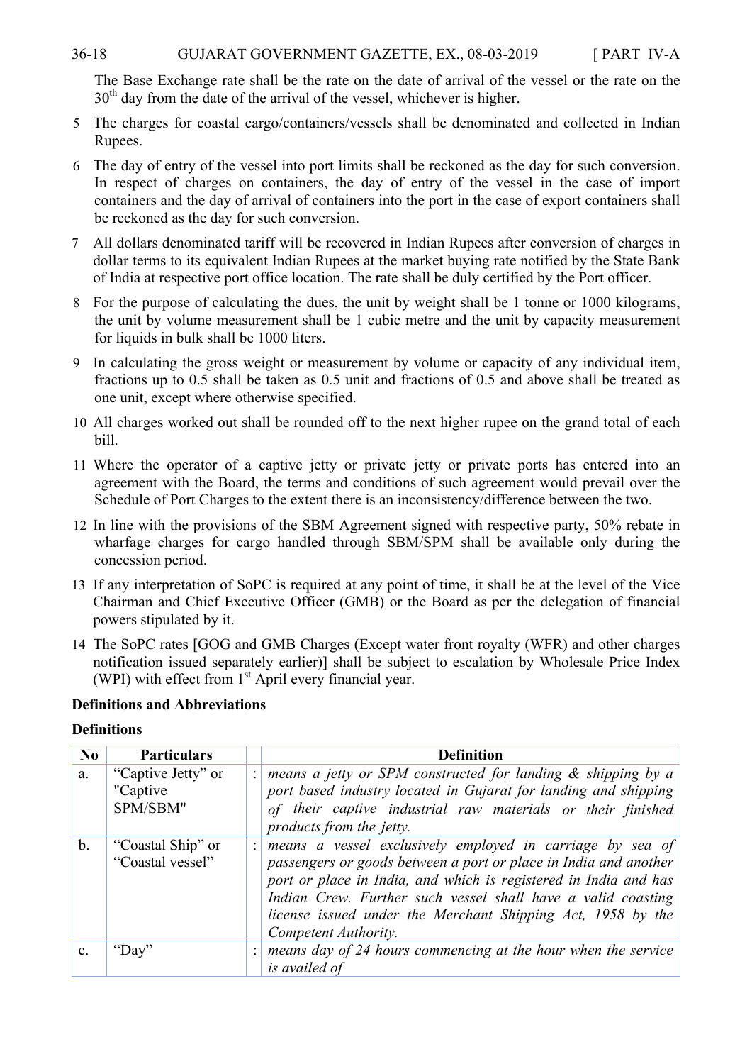The Base Exchange rate shall be the rate on the date of arrival of the vessel or the rate on the 30th day from the date of the arrival of the vessel, whichever is higher.

5 The charges for coastal cargo/containers/vessels shall be denominated and collected in Indian Rupees.

6 The day of entry of the vessel into port limits shall be reckoned as the day for such conversion. In respect of charges on containers, the day of entry of the vessel in the case of import containers and the day of arrival of containers into the port in the case of export containers shall be reckoned as the day for such conversion.

7 All dollars denominated tariff will be recovered in Indian Rupees after conversion of charges in dollar terms to its equivalent Indian Rupees at the market buying rate notified by the State Bank of India at respective port office location. The rate shall be duly certified by the Port officer.

8 For the purpose of calculating the dues, the unit by weight shall be 1 tonne or 1000 kilograms, the unit by volume measurement shall be 1 cubic metre and the unit by capacity measurement for liquids in bulk shall be 1000 liters.

9 In calculating the gross weight or measurement by volume or capacity of any individual item, fractions up to 0.5 shall be taken as 0.5 unit and fractions of 0.5 and above shall be treated as one unit, except where otherwise specified.

10 All charges worked out shall be rounded off to the next higher rupee on the grand total of each bill.

11 Where the operator of a captive jetty or private jetty or private ports has entered into an agreement with the Board, the terms and conditions of such agreement would prevail over the Schedule of Port Charges to the extent there is an inconsistency/difference between the two.

12 In line with the provisions of the SBM Agreement signed with respective party, 50% rebate in wharfage charges for cargo handled through SBM/SPM shall be available only during the concession period.

13 If any interpretation of SoPC is required at any point of time, it shall be at the level of the Vice Chairman and Chief Executive Officer (GMB) or the Board as per the delegation of financial powers stipulated by it.

14 The SoPC rates [GOG and GMB Charges (Except water front royalty (WFR) and other charges notification issued separately earlier)] shall be subject to escalation by Wholesale Price Index (WPI) with effect from 1st April every financial year.

**Definitions and Abbreviations**

**Definitions**

| No | Particulars | | Definition |
|---|---|---|---|
| a. | "Captive Jetty" or "Captive SPM/SBM" | : | *means a jetty or SPM constructed for landing & shipping by a port based industry located in Gujarat for landing and shipping of their captive industrial raw materials or their finished products from the jetty.* |
| b. | "Coastal Ship" or "Coastal vessel" | : | *means a vessel exclusively employed in carriage by sea of passengers or goods between a port or place in India and another port or place in India, and which is registered in India and has Indian Crew. Further such vessel shall have a valid coasting license issued under the Merchant Shipping Act, 1958 by the Competent Authority.* |
| c. | "Day" | : | *means day of 24 hours commencing at the hour when the service is availed of* |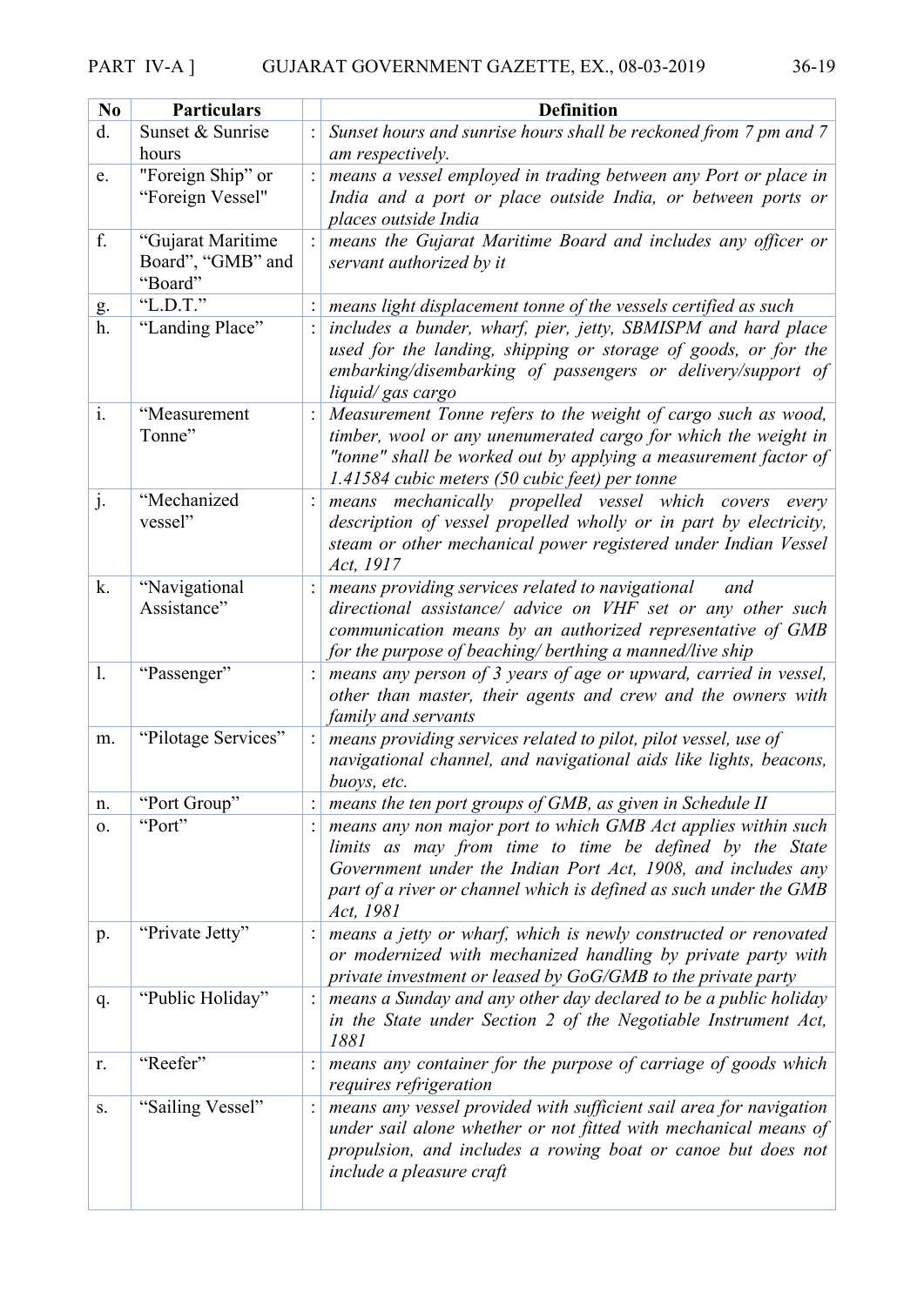| No | Particulars | | Definition |
|---|---|---|---|
| d. | Sunset & Sunrise hours | : | *Sunset hours and sunrise hours shall be reckoned from 7 pm and 7 am respectively.* |
| e. | "Foreign Ship" or "Foreign Vessel" | : | *means a vessel employed in trading between any Port or place in India and a port or place outside India, or between ports or places outside India* |
| f. | "Gujarat Maritime Board", "GMB" and "Board" | : | *means the Gujarat Maritime Board and includes any officer or servant authorized by it* |
| g. | "L.D.T." | : | *means light displacement tonne of the vessels certified as such* |
| h. | "Landing Place" | : | *includes a bunder, wharf, pier, jetty, SBMISPM and hard place used for the landing, shipping or storage of goods, or for the embarking/disembarking of passengers or delivery/support of liquid/ gas cargo* |
| i. | "Measurement Tonne" | : | *Measurement Tonne refers to the weight of cargo such as wood, timber, wool or any unenumerated cargo for which the weight in "tonne" shall be worked out by applying a measurement factor of 1.41584 cubic meters (50 cubic feet) per tonne* |
| j. | "Mechanized vessel" | : | *means mechanically propelled vessel which covers every description of vessel propelled wholly or in part by electricity, steam or other mechanical power registered under Indian Vessel Act, 1917* |
| k. | "Navigational Assistance" | : | *means providing services related to navigational and directional assistance/ advice on VHF set or any other such communication means by an authorized representative of GMB for the purpose of beaching/ berthing a manned/live ship* |
| l. | "Passenger" | : | *means any person of 3 years of age or upward, carried in vessel, other than master, their agents and crew and the owners with family and servants* |
| m. | "Pilotage Services" | : | *means providing services related to pilot, pilot vessel, use of navigational channel, and navigational aids like lights, beacons, buoys, etc.* |
| n. | "Port Group" | : | *means the ten port groups of GMB, as given in Schedule II* |
| o. | "Port" | : | *means any non major port to which GMB Act applies within such limits as may from time to time be defined by the State Government under the Indian Port Act, 1908, and includes any part of a river or channel which is defined as such under the GMB Act, 1981* |
| p. | "Private Jetty" | : | *means a jetty or wharf, which is newly constructed or renovated or modernized with mechanized handling by private party with private investment or leased by GoG/GMB to the private party* |
| q. | "Public Holiday" | : | *means a Sunday and any other day declared to be a public holiday in the State under Section 2 of the Negotiable Instrument Act, 1881* |
| r. | "Reefer" | : | *means any container for the purpose of carriage of goods which requires refrigeration* |
| s. | "Sailing Vessel" | : | *means any vessel provided with sufficient sail area for navigation under sail alone whether or not fitted with mechanical means of propulsion, and includes a rowing boat or canoe but does not include a pleasure craft* |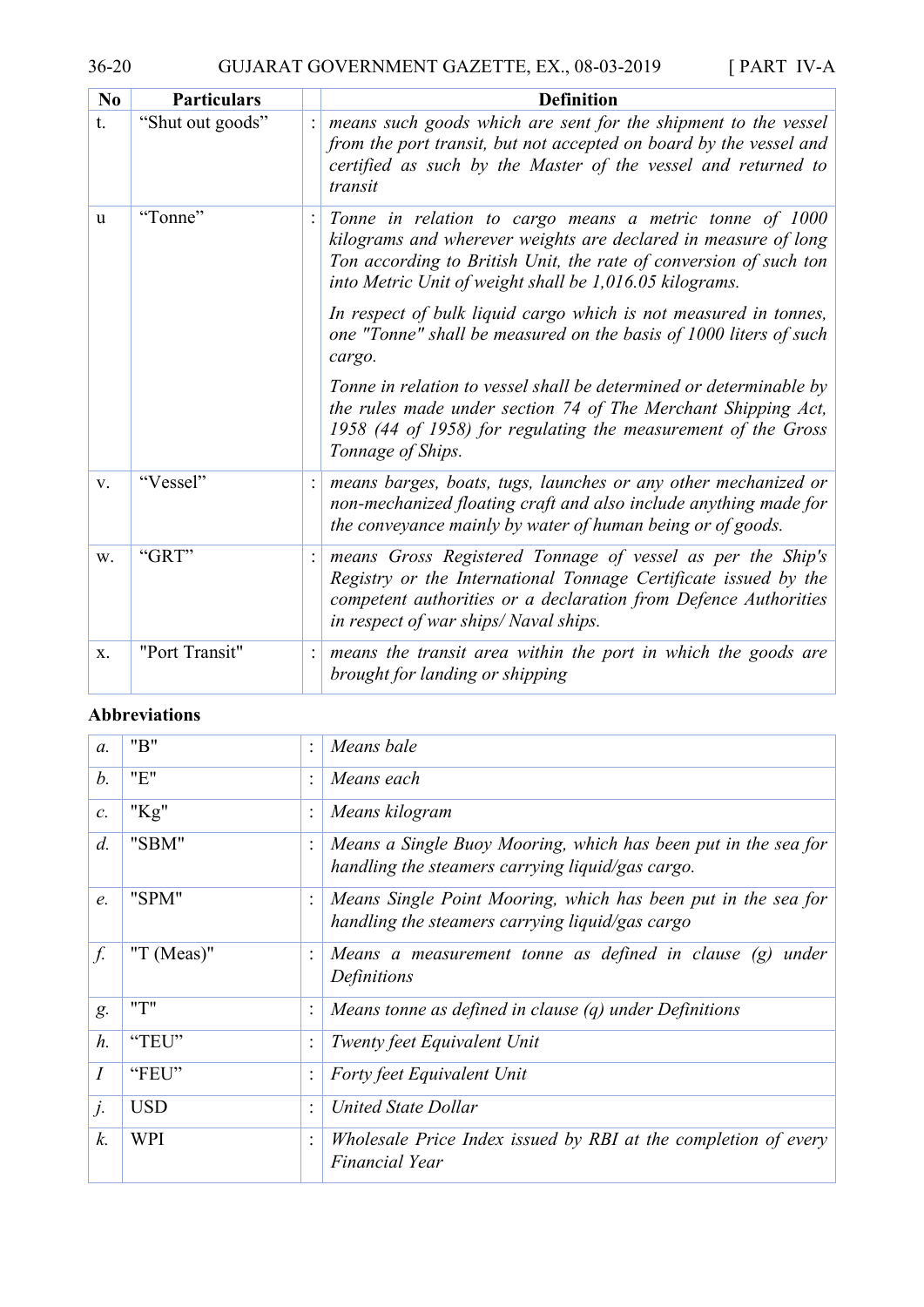| No | Particulars | | Definition |
|---|---|---|---|
| t. | "Shut out goods" | : | *means such goods which are sent for the shipment to the vessel from the port transit, but not accepted on board by the vessel and certified as such by the Master of the vessel and returned to transit* |
| u | "Tonne" | : | *Tonne in relation to cargo means a metric tonne of 1000 kilograms and wherever weights are declared in measure of long Ton according to British Unit, the rate of conversion of such ton into Metric Unit of weight shall be 1,016.05 kilograms.*<br><br>*In respect of bulk liquid cargo which is not measured in tonnes, one "Tonne" shall be measured on the basis of 1000 liters of such cargo.*<br><br>*Tonne in relation to vessel shall be determined or determinable by the rules made under section 74 of The Merchant Shipping Act, 1958 (44 of 1958) for regulating the measurement of the Gross Tonnage of Ships.* |
| v. | "Vessel" | : | *means barges, boats, tugs, launches or any other mechanized or non-mechanized floating craft and also include anything made for the conveyance mainly by water of human being or of goods.* |
| w. | "GRT" | : | *means Gross Registered Tonnage of vessel as per the Ship's Registry or the International Tonnage Certificate issued by the competent authorities or a declaration from Defence Authorities in respect of war ships/ Naval ships.* |
| x. | "Port Transit" | : | *means the transit area within the port in which the goods are brought for landing or shipping* |

**Abbreviations**

| | | | |
|---|---|---|---|
| *a.* | "B" | : | *Means bale* |
| *b.* | "E" | : | *Means each* |
| *c.* | "Kg" | : | *Means kilogram* |
| *d.* | "SBM" | : | *Means a Single Buoy Mooring, which has been put in the sea for handling the steamers carrying liquid/gas cargo.* |
| *e.* | "SPM" | : | *Means Single Point Mooring, which has been put in the sea for handling the steamers carrying liquid/gas cargo* |
| *f.* | "T (Meas)" | : | *Means a measurement tonne as defined in clause (g) under Definitions* |
| *g.* | "T" | : | *Means tonne as defined in clause (q) under Definitions* |
| *h.* | "TEU" | : | *Twenty feet Equivalent Unit* |
| *I* | "FEU" | : | *Forty feet Equivalent Unit* |
| *j.* | USD | : | *United State Dollar* |
| *k.* | WPI | : | *Wholesale Price Index issued by RBI at the completion of every Financial Year* |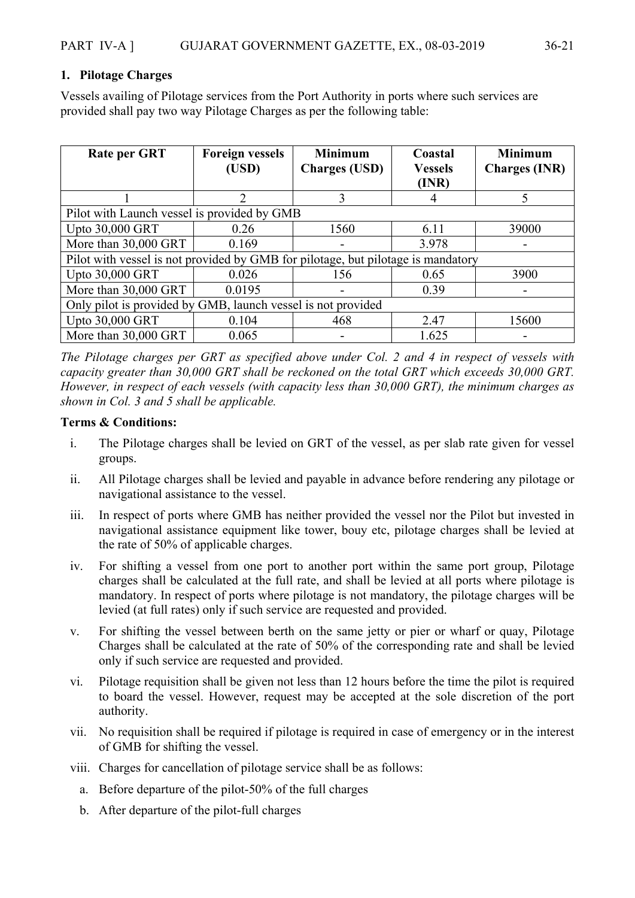## 1. Pilotage Charges

Vessels availing of Pilotage services from the Port Authority in ports where such services are provided shall pay two way Pilotage Charges as per the following table:

| Rate per GRT | Foreign vessels (USD) | Minimum Charges (USD) | Coastal Vessels (INR) | Minimum Charges (INR) |
|---|---|---|---|---|
| 1 | 2 | 3 | 4 | 5 |
| Pilot with Launch vessel is provided by GMB | | | | |
| Upto 30,000 GRT | 0.26 | 1560 | 6.11 | 39000 |
| More than 30,000 GRT | 0.169 | - | 3.978 | - |
| Pilot with vessel is not provided by GMB for pilotage, but pilotage is mandatory | | | | |
| Upto 30,000 GRT | 0.026 | 156 | 0.65 | 3900 |
| More than 30,000 GRT | 0.0195 | - | 0.39 | - |
| Only pilot is provided by GMB, launch vessel is not provided | | | | |
| Upto 30,000 GRT | 0.104 | 468 | 2.47 | 15600 |
| More than 30,000 GRT | 0.065 | - | 1.625 | - |

*The Pilotage charges per GRT as specified above under Col. 2 and 4 in respect of vessels with capacity greater than 30,000 GRT shall be reckoned on the total GRT which exceeds 30,000 GRT. However, in respect of each vessels (with capacity less than 30,000 GRT), the minimum charges as shown in Col. 3 and 5 shall be applicable.*

**Terms & Conditions:**

i. The Pilotage charges shall be levied on GRT of the vessel, as per slab rate given for vessel groups.

ii. All Pilotage charges shall be levied and payable in advance before rendering any pilotage or navigational assistance to the vessel.

iii. In respect of ports where GMB has neither provided the vessel nor the Pilot but invested in navigational assistance equipment like tower, bouy etc, pilotage charges shall be levied at the rate of 50% of applicable charges.

iv. For shifting a vessel from one port to another port within the same port group, Pilotage charges shall be calculated at the full rate, and shall be levied at all ports where pilotage is mandatory. In respect of ports where pilotage is not mandatory, the pilotage charges will be levied (at full rates) only if such service are requested and provided.

v. For shifting the vessel between berth on the same jetty or pier or wharf or quay, Pilotage Charges shall be calculated at the rate of 50% of the corresponding rate and shall be levied only if such service are requested and provided.

vi. Pilotage requisition shall be given not less than 12 hours before the time the pilot is required to board the vessel. However, request may be accepted at the sole discretion of the port authority.

vii. No requisition shall be required if pilotage is required in case of emergency or in the interest of GMB for shifting the vessel.

viii. Charges for cancellation of pilotage service shall be as follows:

a. Before departure of the pilot-50% of the full charges

b. After departure of the pilot-full charges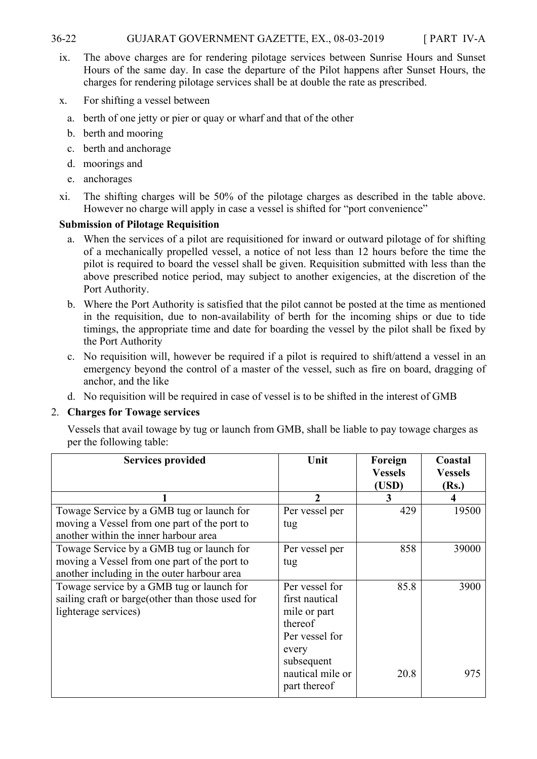ix. The above charges are for rendering pilotage services between Sunrise Hours and Sunset Hours of the same day. In case the departure of the Pilot happens after Sunset Hours, the charges for rendering pilotage services shall be at double the rate as prescribed.

x. For shifting a vessel between

   a. berth of one jetty or pier or quay or wharf and that of the other
   b. berth and mooring
   c. berth and anchorage
   d. moorings and
   e. anchorages

xi. The shifting charges will be 50% of the pilotage charges as described in the table above. However no charge will apply in case a vessel is shifted for "port convenience"

**Submission of Pilotage Requisition**

a. When the services of a pilot are requisitioned for inward or outward pilotage of for shifting of a mechanically propelled vessel, a notice of not less than 12 hours before the time the pilot is required to board the vessel shall be given. Requisition submitted with less than the above prescribed notice period, may subject to another exigencies, at the discretion of the Port Authority.

b. Where the Port Authority is satisfied that the pilot cannot be posted at the time as mentioned in the requisition, due to non-availability of berth for the incoming ships or due to tide timings, the appropriate time and date for boarding the vessel by the pilot shall be fixed by the Port Authority

c. No requisition will, however be required if a pilot is required to shift/attend a vessel in an emergency beyond the control of a master of the vessel, such as fire on board, dragging of anchor, and the like

d. No requisition will be required in case of vessel is to be shifted in the interest of GMB

2. **Charges for Towage services**

Vessels that avail towage by tug or launch from GMB, shall be liable to pay towage charges as per the following table:

| Services provided | Unit | Foreign Vessels (USD) | Coastal Vessels (Rs.) |
|---|---|---|---|
| 1 | 2 | 3 | 4 |
| Towage Service by a GMB tug or launch for moving a Vessel from one part of the port to another within the inner harbour area | Per vessel per tug | 429 | 19500 |
| Towage Service by a GMB tug or launch for moving a Vessel from one part of the port to another including in the outer harbour area | Per vessel per tug | 858 | 39000 |
| Towage service by a GMB tug or launch for sailing craft or barge(other than those used for lighterage services) | Per vessel for first nautical mile or part thereof | 85.8 | 3900 |
| | Per vessel for every subsequent nautical mile or part thereof | 20.8 | 975 |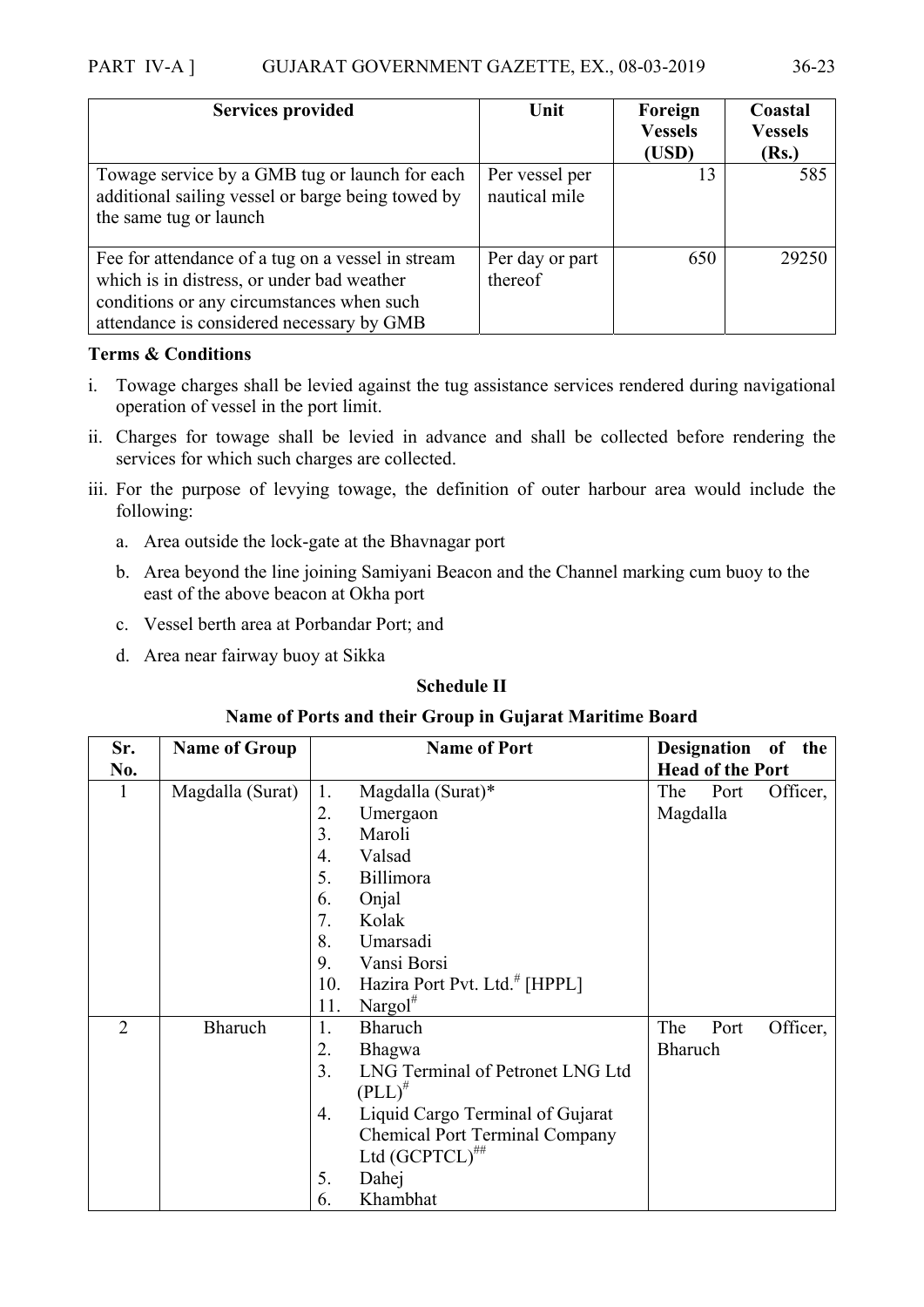| Services provided | Unit | Foreign Vessels (USD) | Coastal Vessels (Rs.) |
|---|---|---|---|
| Towage service by a GMB tug or launch for each additional sailing vessel or barge being towed by the same tug or launch | Per vessel per nautical mile | 13 | 585 |
| Fee for attendance of a tug on a vessel in stream which is in distress, or under bad weather conditions or any circumstances when such attendance is considered necessary by GMB | Per day or part thereof | 650 | 29250 |

**Terms & Conditions**

i. Towage charges shall be levied against the tug assistance services rendered during navigational operation of vessel in the port limit.

ii. Charges for towage shall be levied in advance and shall be collected before rendering the services for which such charges are collected.

iii. For the purpose of levying towage, the definition of outer harbour area would include the following:

  a. Area outside the lock-gate at the Bhavnagar port

  b. Area beyond the line joining Samiyani Beacon and the Channel marking cum buoy to the east of the above beacon at Okha port

  c. Vessel berth area at Porbandar Port; and

  d. Area near fairway buoy at Sikka

**Schedule II**

**Name of Ports and their Group in Gujarat Maritime Board**

| Sr. No. | Name of Group | Name of Port | Designation of the Head of the Port |
|---|---|---|---|
| 1 | Magdalla (Surat) | 1. Magdalla (Surat)* <br> 2. Umergaon <br> 3. Maroli <br> 4. Valsad <br> 5. Billimora <br> 6. Onjal <br> 7. Kolak <br> 8. Umarsadi <br> 9. Vansi Borsi <br> 10. Hazira Port Pvt. Ltd.# [HPPL] <br> 11. Nargol# | The Port Officer, Magdalla |
| 2 | Bharuch | 1. Bharuch <br> 2. Bhagwa <br> 3. LNG Terminal of Petronet LNG Ltd (PLL)# <br> 4. Liquid Cargo Terminal of Gujarat Chemical Port Terminal Company Ltd (GCPTCL)## <br> 5. Dahej <br> 6. Khambhat | The Port Officer, Bharuch |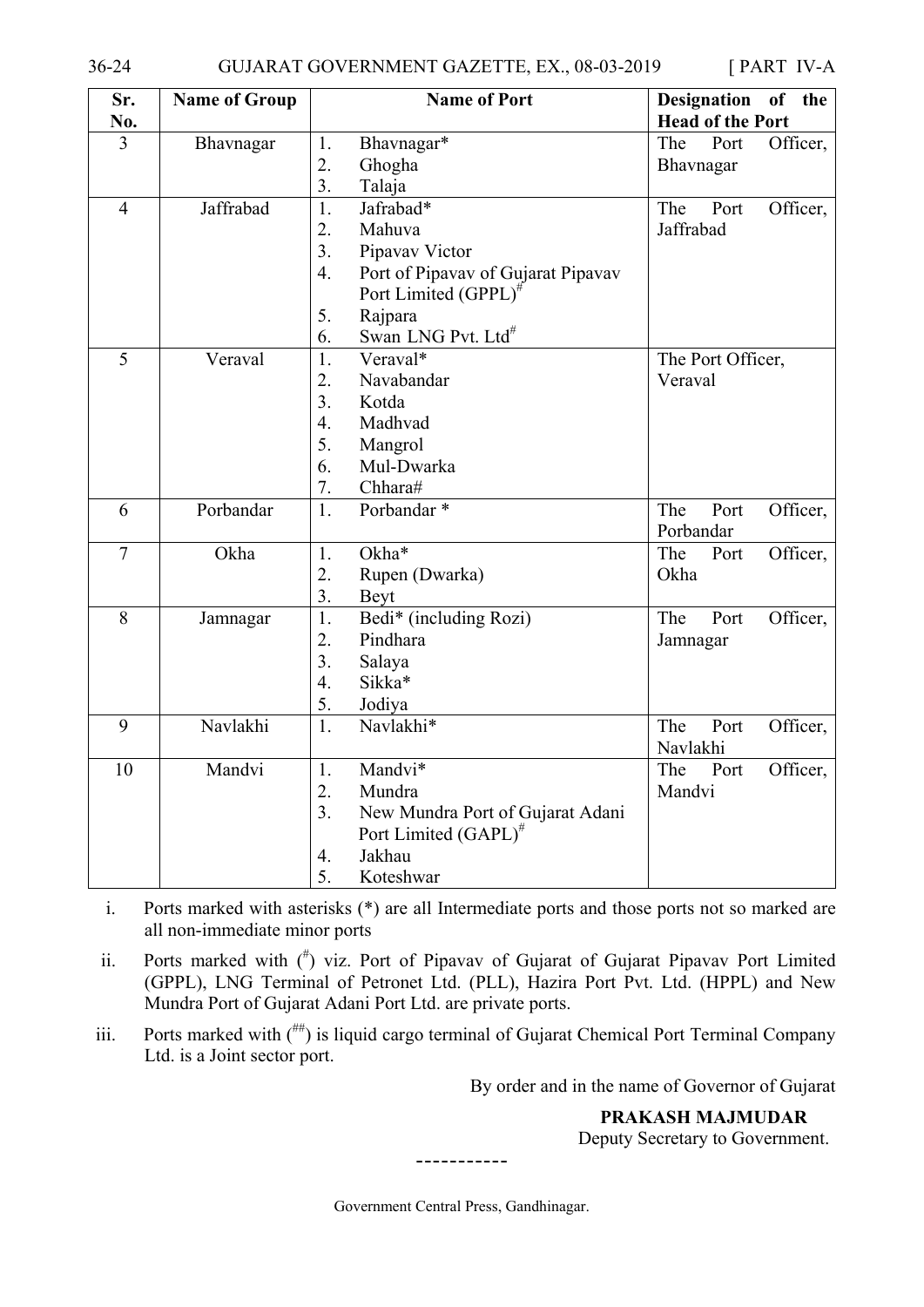| Sr. No. | Name of Group | Name of Port | Designation of the Head of the Port |
|---|---|---|---|
| 3 | Bhavnagar | 1. Bhavnagar*<br>2. Ghogha<br>3. Talaja | The Port Officer, Bhavnagar |
| 4 | Jaffrabad | 1. Jafrabad*<br>2. Mahuva<br>3. Pipavav Victor<br>4. Port of Pipavav of Gujarat Pipavav Port Limited (GPPL)#<br>5. Rajpara<br>6. Swan LNG Pvt. Ltd# | The Port Officer, Jaffrabad |
| 5 | Veraval | 1. Veraval*<br>2. Navabandar<br>3. Kotda<br>4. Madhvad<br>5. Mangrol<br>6. Mul-Dwarka<br>7. Chhara# | The Port Officer, Veraval |
| 6 | Porbandar | 1. Porbandar * | The Port Officer, Porbandar |
| 7 | Okha | 1. Okha*<br>2. Rupen (Dwarka)<br>3. Beyt | The Port Officer, Okha |
| 8 | Jamnagar | 1. Bedi* (including Rozi)<br>2. Pindhara<br>3. Salaya<br>4. Sikka*<br>5. Jodiya | The Port Officer, Jamnagar |
| 9 | Navlakhi | 1. Navlakhi* | The Port Officer, Navlakhi |
| 10 | Mandvi | 1. Mandvi*<br>2. Mundra<br>3. New Mundra Port of Gujarat Adani Port Limited (GAPL)#<br>4. Jakhau<br>5. Koteshwar | The Port Officer, Mandvi |

i. Ports marked with asterisks (*) are all Intermediate ports and those ports not so marked are all non-immediate minor ports

ii. Ports marked with (#) viz. Port of Pipavav of Gujarat of Gujarat Pipavav Port Limited (GPPL), LNG Terminal of Petronet Ltd. (PLL), Hazira Port Pvt. Ltd. (HPPL) and New Mundra Port of Gujarat Adani Port Ltd. are private ports.

iii. Ports marked with (##) is liquid cargo terminal of Gujarat Chemical Port Terminal Company Ltd. is a Joint sector port.

By order and in the name of Governor of Gujarat

**PRAKASH MAJMUDAR**
Deputy Secretary to Government.

-----------

Government Central Press, Gandhinagar.